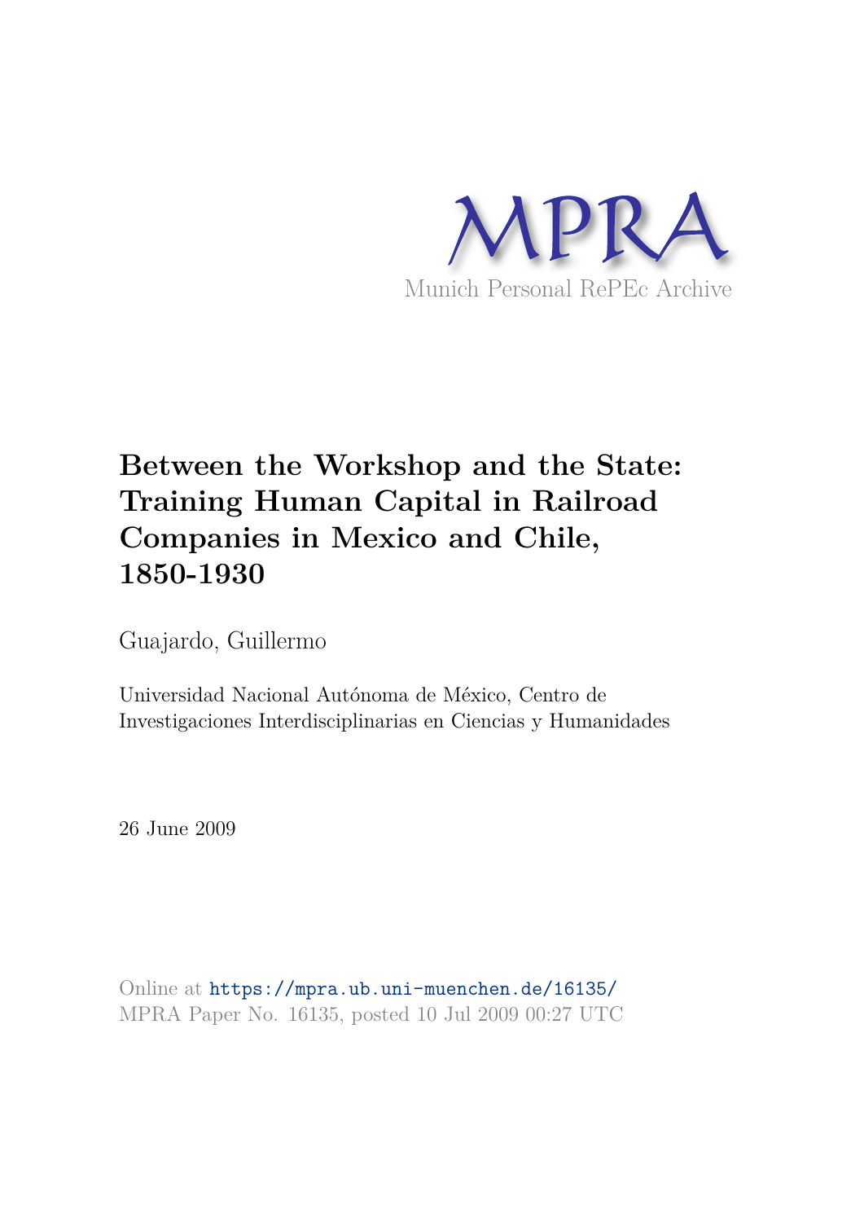MPRA

Munich Personal RePEc Archive

# Between the Workshop and the State: Training Human Capital in Railroad Companies in Mexico and Chile, 1850-1930

Guajardo, Guillermo

Universidad Nacional Autónoma de México, Centro de Investigaciones Interdisciplinarias en Ciencias y Humanidades

26 June 2009

Online at https://mpra.ub.uni-muenchen.de/16135/
MPRA Paper No. 16135, posted 10 Jul 2009 00:27 UTC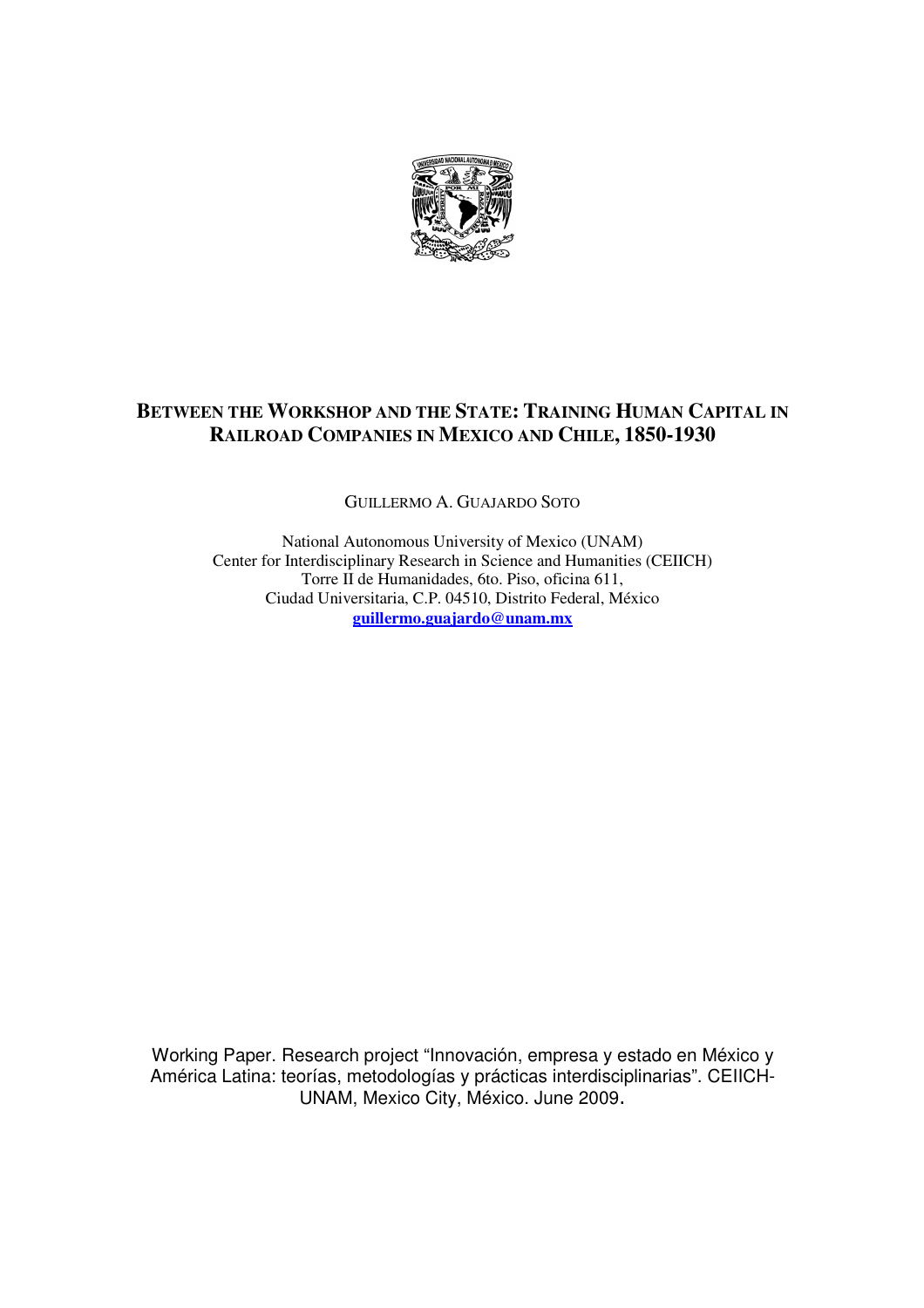# Between the Workshop and the State: Training Human Capital in Railroad Companies in Mexico and Chile, 1850-1930

GUILLERMO A. GUAJARDO SOTO

National Autonomous University of Mexico (UNAM)
Center for Interdisciplinary Research in Science and Humanities (CEIICH)
Torre II de Humanidades, 6to. Piso, oficina 611,
Ciudad Universitaria, C.P. 04510, Distrito Federal, México
**guillermo.guajardo@unam.mx**

Working Paper. Research project "Innovación, empresa y estado en México y América Latina: teorías, metodologías y prácticas interdisciplinarias". CEIICH-UNAM, Mexico City, México. June 2009.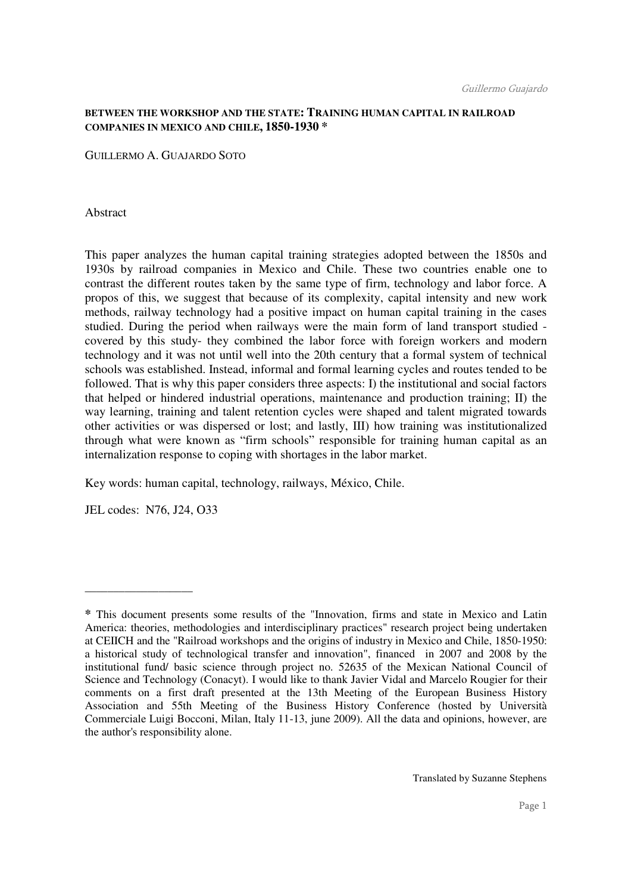**BETWEEN THE WORKSHOP AND THE STATE: TRAINING HUMAN CAPITAL IN RAILROAD COMPANIES IN MEXICO AND CHILE, 1850-1930 ***

GUILLERMO A. GUAJARDO SOTO

Abstract

This paper analyzes the human capital training strategies adopted between the 1850s and 1930s by railroad companies in Mexico and Chile. These two countries enable one to contrast the different routes taken by the same type of firm, technology and labor force. A propos of this, we suggest that because of its complexity, capital intensity and new work methods, railway technology had a positive impact on human capital training in the cases studied. During the period when railways were the main form of land transport studied -covered by this study- they combined the labor force with foreign workers and modern technology and it was not until well into the 20th century that a formal system of technical schools was established. Instead, informal and formal learning cycles and routes tended to be followed. That is why this paper considers three aspects: I) the institutional and social factors that helped or hindered industrial operations, maintenance and production training; II) the way learning, training and talent retention cycles were shaped and talent migrated towards other activities or was dispersed or lost; and lastly, III) how training was institutionalized through what were known as "firm schools" responsible for training human capital as an internalization response to coping with shortages in the labor market.

Key words: human capital, technology, railways, México, Chile.

JEL codes: N76, J24, O33

---

**\*** This document presents some results of the "Innovation, firms and state in Mexico and Latin America: theories, methodologies and interdisciplinary practices" research project being undertaken at CEIICH and the "Railroad workshops and the origins of industry in Mexico and Chile, 1850-1950: a historical study of technological transfer and innovation", financed in 2007 and 2008 by the institutional fund/ basic science through project no. 52635 of the Mexican National Council of Science and Technology (Conacyt). I would like to thank Javier Vidal and Marcelo Rougier for their comments on a first draft presented at the 13th Meeting of the European Business History Association and 55th Meeting of the Business History Conference (hosted by Università Commerciale Luigi Bocconi, Milan, Italy 11-13, june 2009). All the data and opinions, however, are the author's responsibility alone.

Translated by Suzanne Stephens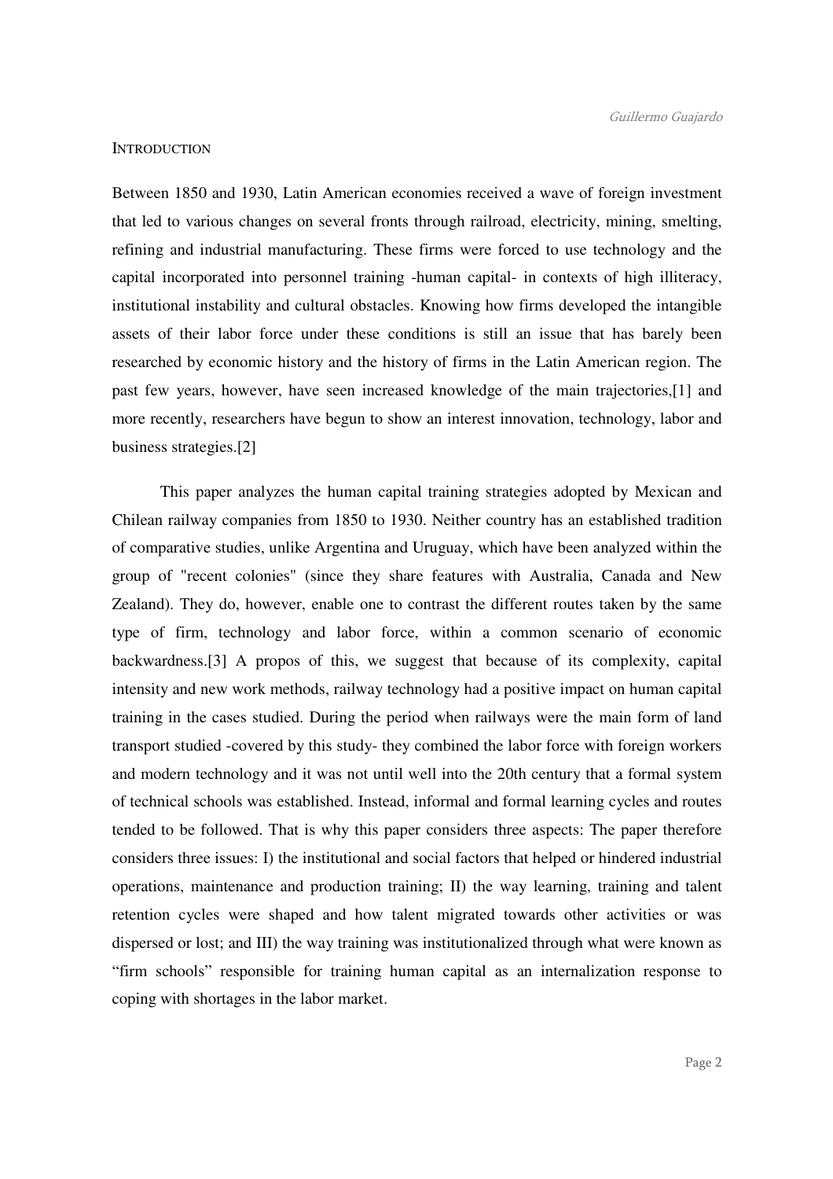## INTRODUCTION

Between 1850 and 1930, Latin American economies received a wave of foreign investment that led to various changes on several fronts through railroad, electricity, mining, smelting, refining and industrial manufacturing. These firms were forced to use technology and the capital incorporated into personnel training -human capital- in contexts of high illiteracy, institutional instability and cultural obstacles. Knowing how firms developed the intangible assets of their labor force under these conditions is still an issue that has barely been researched by economic history and the history of firms in the Latin American region. The past few years, however, have seen increased knowledge of the main trajectories,[1] and more recently, researchers have begun to show an interest innovation, technology, labor and business strategies.[2]

This paper analyzes the human capital training strategies adopted by Mexican and Chilean railway companies from 1850 to 1930. Neither country has an established tradition of comparative studies, unlike Argentina and Uruguay, which have been analyzed within the group of "recent colonies" (since they share features with Australia, Canada and New Zealand). They do, however, enable one to contrast the different routes taken by the same type of firm, technology and labor force, within a common scenario of economic backwardness.[3] A propos of this, we suggest that because of its complexity, capital intensity and new work methods, railway technology had a positive impact on human capital training in the cases studied. During the period when railways were the main form of land transport studied -covered by this study- they combined the labor force with foreign workers and modern technology and it was not until well into the 20th century that a formal system of technical schools was established. Instead, informal and formal learning cycles and routes tended to be followed. That is why this paper considers three aspects: The paper therefore considers three issues: I) the institutional and social factors that helped or hindered industrial operations, maintenance and production training; II) the way learning, training and talent retention cycles were shaped and how talent migrated towards other activities or was dispersed or lost; and III) the way training was institutionalized through what were known as "firm schools" responsible for training human capital as an internalization response to coping with shortages in the labor market.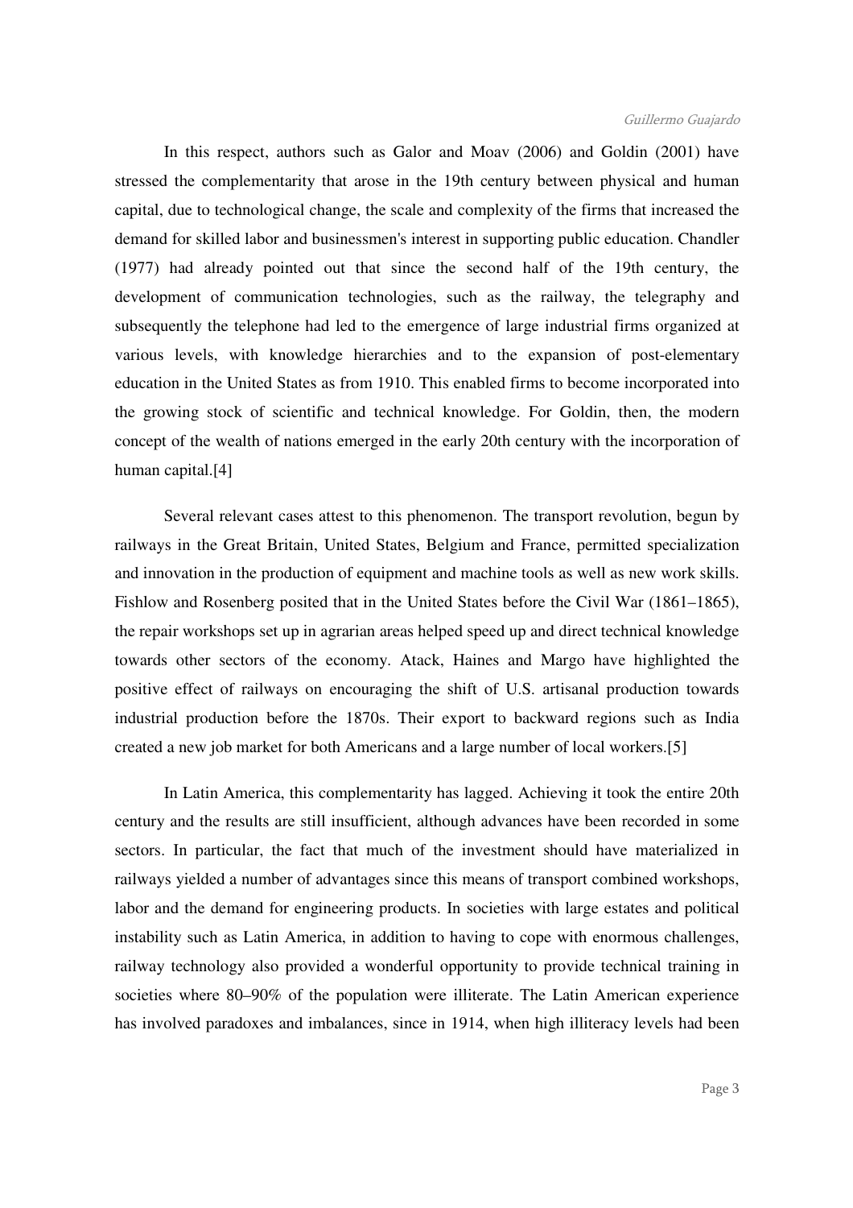In this respect, authors such as Galor and Moav (2006) and Goldin (2001) have stressed the complementarity that arose in the 19th century between physical and human capital, due to technological change, the scale and complexity of the firms that increased the demand for skilled labor and businessmen's interest in supporting public education. Chandler (1977) had already pointed out that since the second half of the 19th century, the development of communication technologies, such as the railway, the telegraphy and subsequently the telephone had led to the emergence of large industrial firms organized at various levels, with knowledge hierarchies and to the expansion of post-elementary education in the United States as from 1910. This enabled firms to become incorporated into the growing stock of scientific and technical knowledge. For Goldin, then, the modern concept of the wealth of nations emerged in the early 20th century with the incorporation of human capital.[4]

Several relevant cases attest to this phenomenon. The transport revolution, begun by railways in the Great Britain, United States, Belgium and France, permitted specialization and innovation in the production of equipment and machine tools as well as new work skills. Fishlow and Rosenberg posited that in the United States before the Civil War (1861–1865), the repair workshops set up in agrarian areas helped speed up and direct technical knowledge towards other sectors of the economy. Atack, Haines and Margo have highlighted the positive effect of railways on encouraging the shift of U.S. artisanal production towards industrial production before the 1870s. Their export to backward regions such as India created a new job market for both Americans and a large number of local workers.[5]

In Latin America, this complementarity has lagged. Achieving it took the entire 20th century and the results are still insufficient, although advances have been recorded in some sectors. In particular, the fact that much of the investment should have materialized in railways yielded a number of advantages since this means of transport combined workshops, labor and the demand for engineering products. In societies with large estates and political instability such as Latin America, in addition to having to cope with enormous challenges, railway technology also provided a wonderful opportunity to provide technical training in societies where 80–90% of the population were illiterate. The Latin American experience has involved paradoxes and imbalances, since in 1914, when high illiteracy levels had been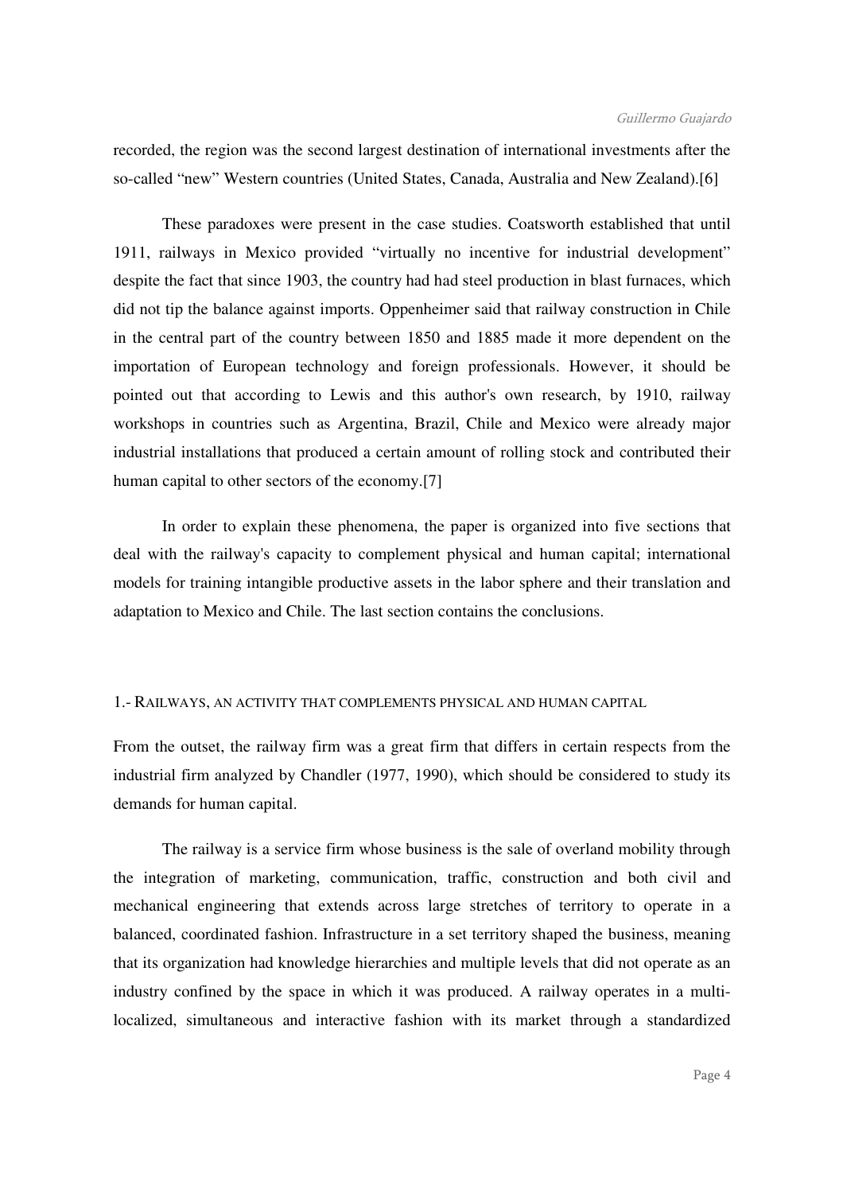recorded, the region was the second largest destination of international investments after the so-called "new" Western countries (United States, Canada, Australia and New Zealand).[6]

These paradoxes were present in the case studies. Coatsworth established that until 1911, railways in Mexico provided "virtually no incentive for industrial development" despite the fact that since 1903, the country had had steel production in blast furnaces, which did not tip the balance against imports. Oppenheimer said that railway construction in Chile in the central part of the country between 1850 and 1885 made it more dependent on the importation of European technology and foreign professionals. However, it should be pointed out that according to Lewis and this author's own research, by 1910, railway workshops in countries such as Argentina, Brazil, Chile and Mexico were already major industrial installations that produced a certain amount of rolling stock and contributed their human capital to other sectors of the economy.[7]

In order to explain these phenomena, the paper is organized into five sections that deal with the railway's capacity to complement physical and human capital; international models for training intangible productive assets in the labor sphere and their translation and adaptation to Mexico and Chile. The last section contains the conclusions.

## 1.- Railways, an activity that complements physical and human capital

From the outset, the railway firm was a great firm that differs in certain respects from the industrial firm analyzed by Chandler (1977, 1990), which should be considered to study its demands for human capital.

The railway is a service firm whose business is the sale of overland mobility through the integration of marketing, communication, traffic, construction and both civil and mechanical engineering that extends across large stretches of territory to operate in a balanced, coordinated fashion. Infrastructure in a set territory shaped the business, meaning that its organization had knowledge hierarchies and multiple levels that did not operate as an industry confined by the space in which it was produced. A railway operates in a multi-localized, simultaneous and interactive fashion with its market through a standardized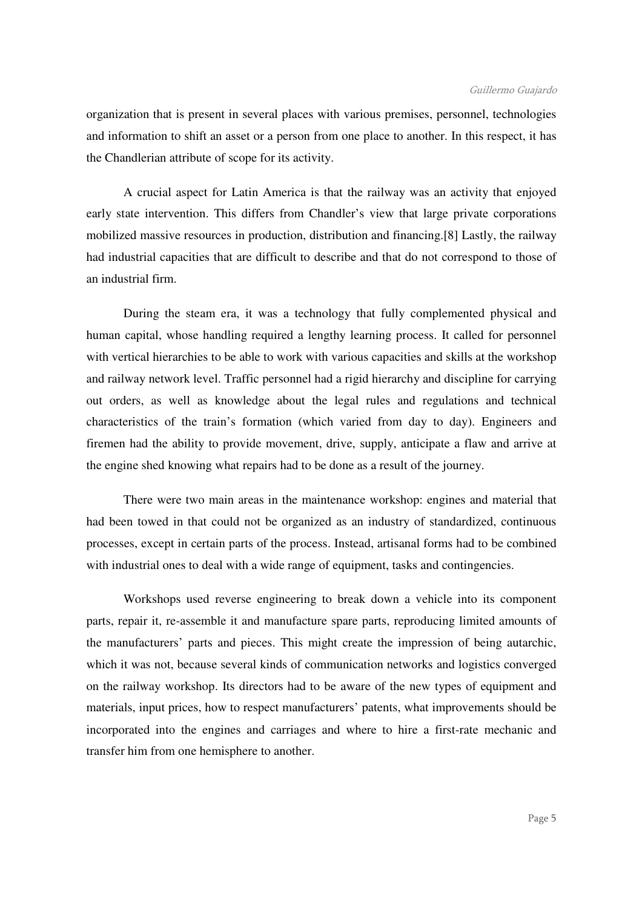organization that is present in several places with various premises, personnel, technologies and information to shift an asset or a person from one place to another. In this respect, it has the Chandlerian attribute of scope for its activity.

A crucial aspect for Latin America is that the railway was an activity that enjoyed early state intervention. This differs from Chandler's view that large private corporations mobilized massive resources in production, distribution and financing.[8] Lastly, the railway had industrial capacities that are difficult to describe and that do not correspond to those of an industrial firm.

During the steam era, it was a technology that fully complemented physical and human capital, whose handling required a lengthy learning process. It called for personnel with vertical hierarchies to be able to work with various capacities and skills at the workshop and railway network level. Traffic personnel had a rigid hierarchy and discipline for carrying out orders, as well as knowledge about the legal rules and regulations and technical characteristics of the train's formation (which varied from day to day). Engineers and firemen had the ability to provide movement, drive, supply, anticipate a flaw and arrive at the engine shed knowing what repairs had to be done as a result of the journey.

There were two main areas in the maintenance workshop: engines and material that had been towed in that could not be organized as an industry of standardized, continuous processes, except in certain parts of the process. Instead, artisanal forms had to be combined with industrial ones to deal with a wide range of equipment, tasks and contingencies.

Workshops used reverse engineering to break down a vehicle into its component parts, repair it, re-assemble it and manufacture spare parts, reproducing limited amounts of the manufacturers' parts and pieces. This might create the impression of being autarchic, which it was not, because several kinds of communication networks and logistics converged on the railway workshop. Its directors had to be aware of the new types of equipment and materials, input prices, how to respect manufacturers' patents, what improvements should be incorporated into the engines and carriages and where to hire a first-rate mechanic and transfer him from one hemisphere to another.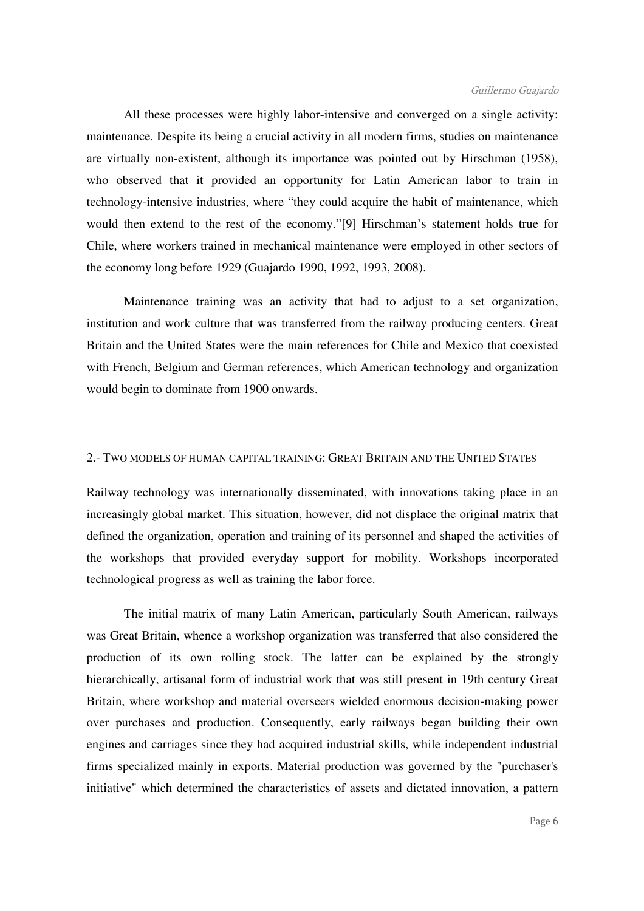All these processes were highly labor-intensive and converged on a single activity: maintenance. Despite its being a crucial activity in all modern firms, studies on maintenance are virtually non-existent, although its importance was pointed out by Hirschman (1958), who observed that it provided an opportunity for Latin American labor to train in technology-intensive industries, where "they could acquire the habit of maintenance, which would then extend to the rest of the economy."[9] Hirschman's statement holds true for Chile, where workers trained in mechanical maintenance were employed in other sectors of the economy long before 1929 (Guajardo 1990, 1992, 1993, 2008).

Maintenance training was an activity that had to adjust to a set organization, institution and work culture that was transferred from the railway producing centers. Great Britain and the United States were the main references for Chile and Mexico that coexisted with French, Belgium and German references, which American technology and organization would begin to dominate from 1900 onwards.

## 2.- Two models of human capital training: Great Britain and the United States

Railway technology was internationally disseminated, with innovations taking place in an increasingly global market. This situation, however, did not displace the original matrix that defined the organization, operation and training of its personnel and shaped the activities of the workshops that provided everyday support for mobility. Workshops incorporated technological progress as well as training the labor force.

The initial matrix of many Latin American, particularly South American, railways was Great Britain, whence a workshop organization was transferred that also considered the production of its own rolling stock. The latter can be explained by the strongly hierarchically, artisanal form of industrial work that was still present in 19th century Great Britain, where workshop and material overseers wielded enormous decision-making power over purchases and production. Consequently, early railways began building their own engines and carriages since they had acquired industrial skills, while independent industrial firms specialized mainly in exports. Material production was governed by the "purchaser's initiative" which determined the characteristics of assets and dictated innovation, a pattern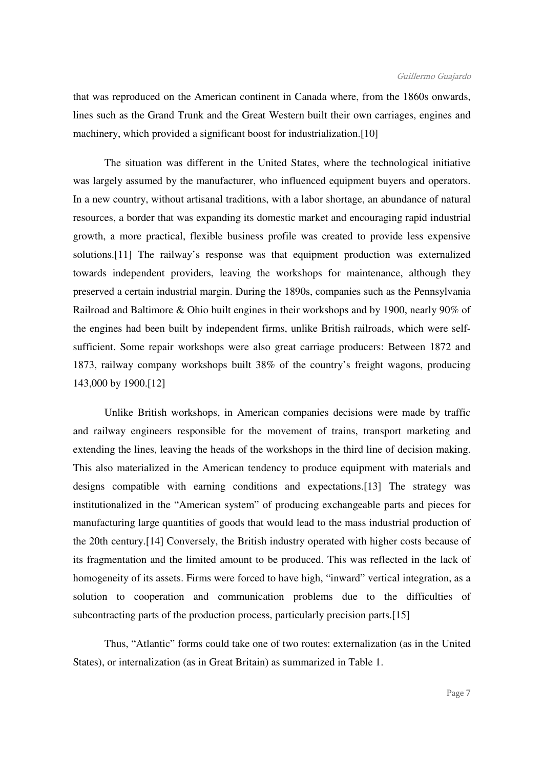that was reproduced on the American continent in Canada where, from the 1860s onwards, lines such as the Grand Trunk and the Great Western built their own carriages, engines and machinery, which provided a significant boost for industrialization.[10]

The situation was different in the United States, where the technological initiative was largely assumed by the manufacturer, who influenced equipment buyers and operators. In a new country, without artisanal traditions, with a labor shortage, an abundance of natural resources, a border that was expanding its domestic market and encouraging rapid industrial growth, a more practical, flexible business profile was created to provide less expensive solutions.[11] The railway's response was that equipment production was externalized towards independent providers, leaving the workshops for maintenance, although they preserved a certain industrial margin. During the 1890s, companies such as the Pennsylvania Railroad and Baltimore & Ohio built engines in their workshops and by 1900, nearly 90% of the engines had been built by independent firms, unlike British railroads, which were self-sufficient. Some repair workshops were also great carriage producers: Between 1872 and 1873, railway company workshops built 38% of the country's freight wagons, producing 143,000 by 1900.[12]

Unlike British workshops, in American companies decisions were made by traffic and railway engineers responsible for the movement of trains, transport marketing and extending the lines, leaving the heads of the workshops in the third line of decision making. This also materialized in the American tendency to produce equipment with materials and designs compatible with earning conditions and expectations.[13] The strategy was institutionalized in the "American system" of producing exchangeable parts and pieces for manufacturing large quantities of goods that would lead to the mass industrial production of the 20th century.[14] Conversely, the British industry operated with higher costs because of its fragmentation and the limited amount to be produced. This was reflected in the lack of homogeneity of its assets. Firms were forced to have high, "inward" vertical integration, as a solution to cooperation and communication problems due to the difficulties of subcontracting parts of the production process, particularly precision parts.[15]

Thus, "Atlantic" forms could take one of two routes: externalization (as in the United States), or internalization (as in Great Britain) as summarized in Table 1.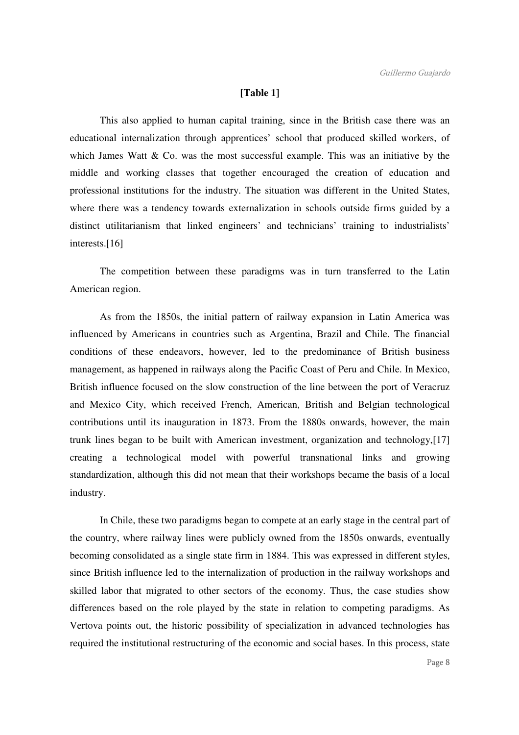**[Table 1]**

This also applied to human capital training, since in the British case there was an educational internalization through apprentices' school that produced skilled workers, of which James Watt & Co. was the most successful example. This was an initiative by the middle and working classes that together encouraged the creation of education and professional institutions for the industry. The situation was different in the United States, where there was a tendency towards externalization in schools outside firms guided by a distinct utilitarianism that linked engineers' and technicians' training to industrialists' interests.[16]

The competition between these paradigms was in turn transferred to the Latin American region.

As from the 1850s, the initial pattern of railway expansion in Latin America was influenced by Americans in countries such as Argentina, Brazil and Chile. The financial conditions of these endeavors, however, led to the predominance of British business management, as happened in railways along the Pacific Coast of Peru and Chile. In Mexico, British influence focused on the slow construction of the line between the port of Veracruz and Mexico City, which received French, American, British and Belgian technological contributions until its inauguration in 1873. From the 1880s onwards, however, the main trunk lines began to be built with American investment, organization and technology,[17] creating a technological model with powerful transnational links and growing standardization, although this did not mean that their workshops became the basis of a local industry.

In Chile, these two paradigms began to compete at an early stage in the central part of the country, where railway lines were publicly owned from the 1850s onwards, eventually becoming consolidated as a single state firm in 1884. This was expressed in different styles, since British influence led to the internalization of production in the railway workshops and skilled labor that migrated to other sectors of the economy. Thus, the case studies show differences based on the role played by the state in relation to competing paradigms. As Vertova points out, the historic possibility of specialization in advanced technologies has required the institutional restructuring of the economic and social bases. In this process, state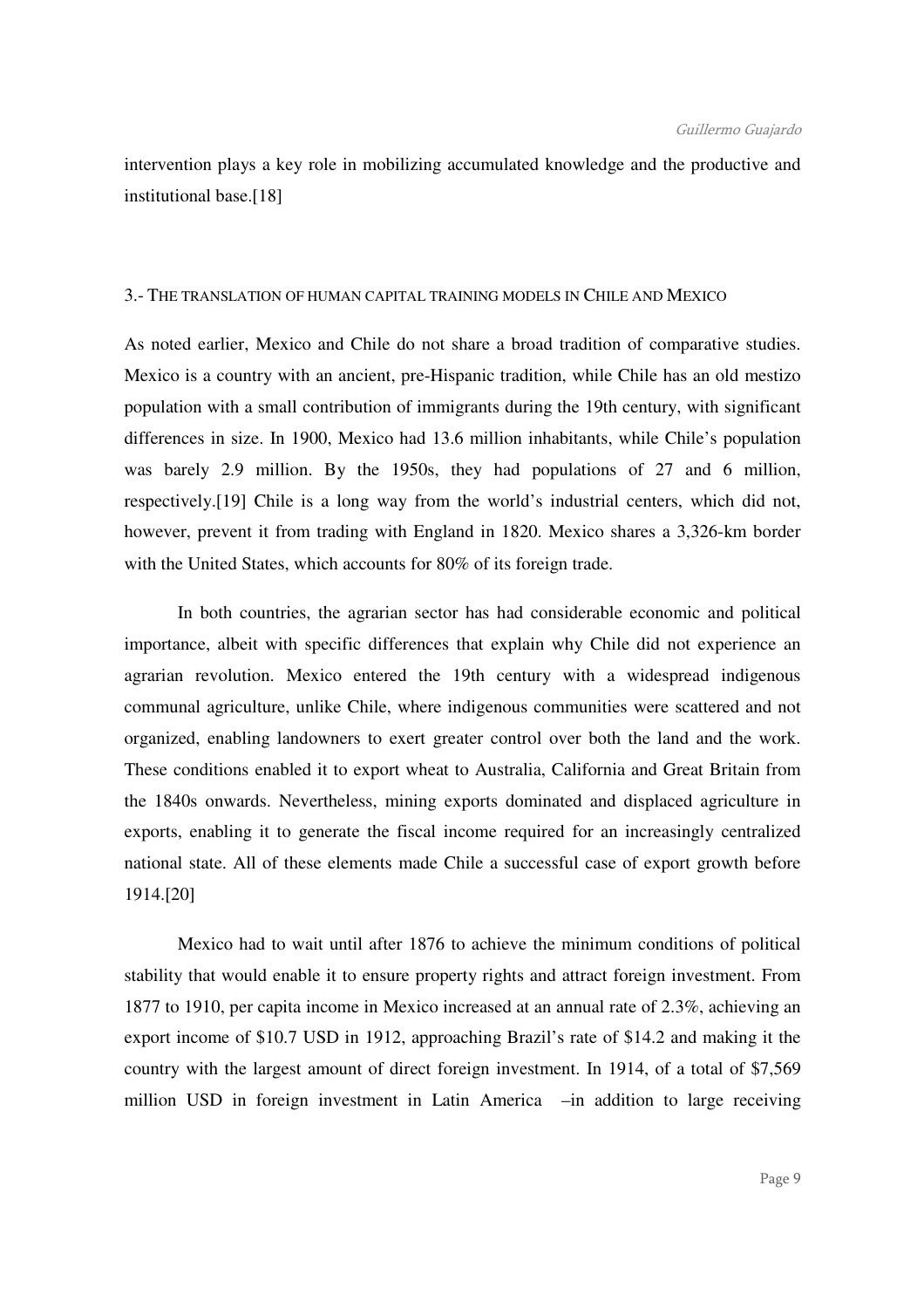intervention plays a key role in mobilizing accumulated knowledge and the productive and institutional base.[18]

### 3.- THE TRANSLATION OF HUMAN CAPITAL TRAINING MODELS IN CHILE AND MEXICO

As noted earlier, Mexico and Chile do not share a broad tradition of comparative studies. Mexico is a country with an ancient, pre-Hispanic tradition, while Chile has an old mestizo population with a small contribution of immigrants during the 19th century, with significant differences in size. In 1900, Mexico had 13.6 million inhabitants, while Chile's population was barely 2.9 million. By the 1950s, they had populations of 27 and 6 million, respectively.[19] Chile is a long way from the world's industrial centers, which did not, however, prevent it from trading with England in 1820. Mexico shares a 3,326-km border with the United States, which accounts for 80% of its foreign trade.

In both countries, the agrarian sector has had considerable economic and political importance, albeit with specific differences that explain why Chile did not experience an agrarian revolution. Mexico entered the 19th century with a widespread indigenous communal agriculture, unlike Chile, where indigenous communities were scattered and not organized, enabling landowners to exert greater control over both the land and the work. These conditions enabled it to export wheat to Australia, California and Great Britain from the 1840s onwards. Nevertheless, mining exports dominated and displaced agriculture in exports, enabling it to generate the fiscal income required for an increasingly centralized national state. All of these elements made Chile a successful case of export growth before 1914.[20]

Mexico had to wait until after 1876 to achieve the minimum conditions of political stability that would enable it to ensure property rights and attract foreign investment. From 1877 to 1910, per capita income in Mexico increased at an annual rate of 2.3%, achieving an export income of $10.7 USD in 1912, approaching Brazil's rate of $14.2 and making it the country with the largest amount of direct foreign investment. In 1914, of a total of $7,569 million USD in foreign investment in Latin America –in addition to large receiving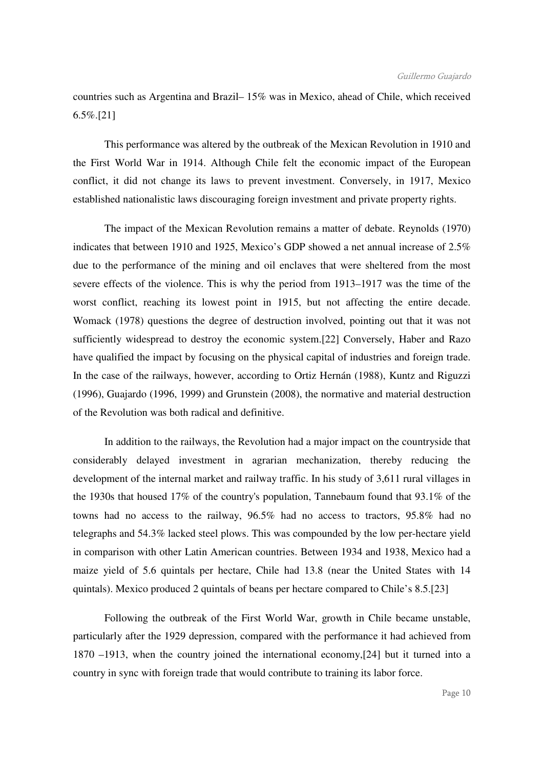countries such as Argentina and Brazil– 15% was in Mexico, ahead of Chile, which received 6.5%.[21]

This performance was altered by the outbreak of the Mexican Revolution in 1910 and the First World War in 1914. Although Chile felt the economic impact of the European conflict, it did not change its laws to prevent investment. Conversely, in 1917, Mexico established nationalistic laws discouraging foreign investment and private property rights.

The impact of the Mexican Revolution remains a matter of debate. Reynolds (1970) indicates that between 1910 and 1925, Mexico's GDP showed a net annual increase of 2.5% due to the performance of the mining and oil enclaves that were sheltered from the most severe effects of the violence. This is why the period from 1913–1917 was the time of the worst conflict, reaching its lowest point in 1915, but not affecting the entire decade. Womack (1978) questions the degree of destruction involved, pointing out that it was not sufficiently widespread to destroy the economic system.[22] Conversely, Haber and Razo have qualified the impact by focusing on the physical capital of industries and foreign trade. In the case of the railways, however, according to Ortiz Hernán (1988), Kuntz and Riguzzi (1996), Guajardo (1996, 1999) and Grunstein (2008), the normative and material destruction of the Revolution was both radical and definitive.

In addition to the railways, the Revolution had a major impact on the countryside that considerably delayed investment in agrarian mechanization, thereby reducing the development of the internal market and railway traffic. In his study of 3,611 rural villages in the 1930s that housed 17% of the country's population, Tannebaum found that 93.1% of the towns had no access to the railway, 96.5% had no access to tractors, 95.8% had no telegraphs and 54.3% lacked steel plows. This was compounded by the low per-hectare yield in comparison with other Latin American countries. Between 1934 and 1938, Mexico had a maize yield of 5.6 quintals per hectare, Chile had 13.8 (near the United States with 14 quintals). Mexico produced 2 quintals of beans per hectare compared to Chile's 8.5.[23]

Following the outbreak of the First World War, growth in Chile became unstable, particularly after the 1929 depression, compared with the performance it had achieved from 1870 –1913, when the country joined the international economy,[24] but it turned into a country in sync with foreign trade that would contribute to training its labor force.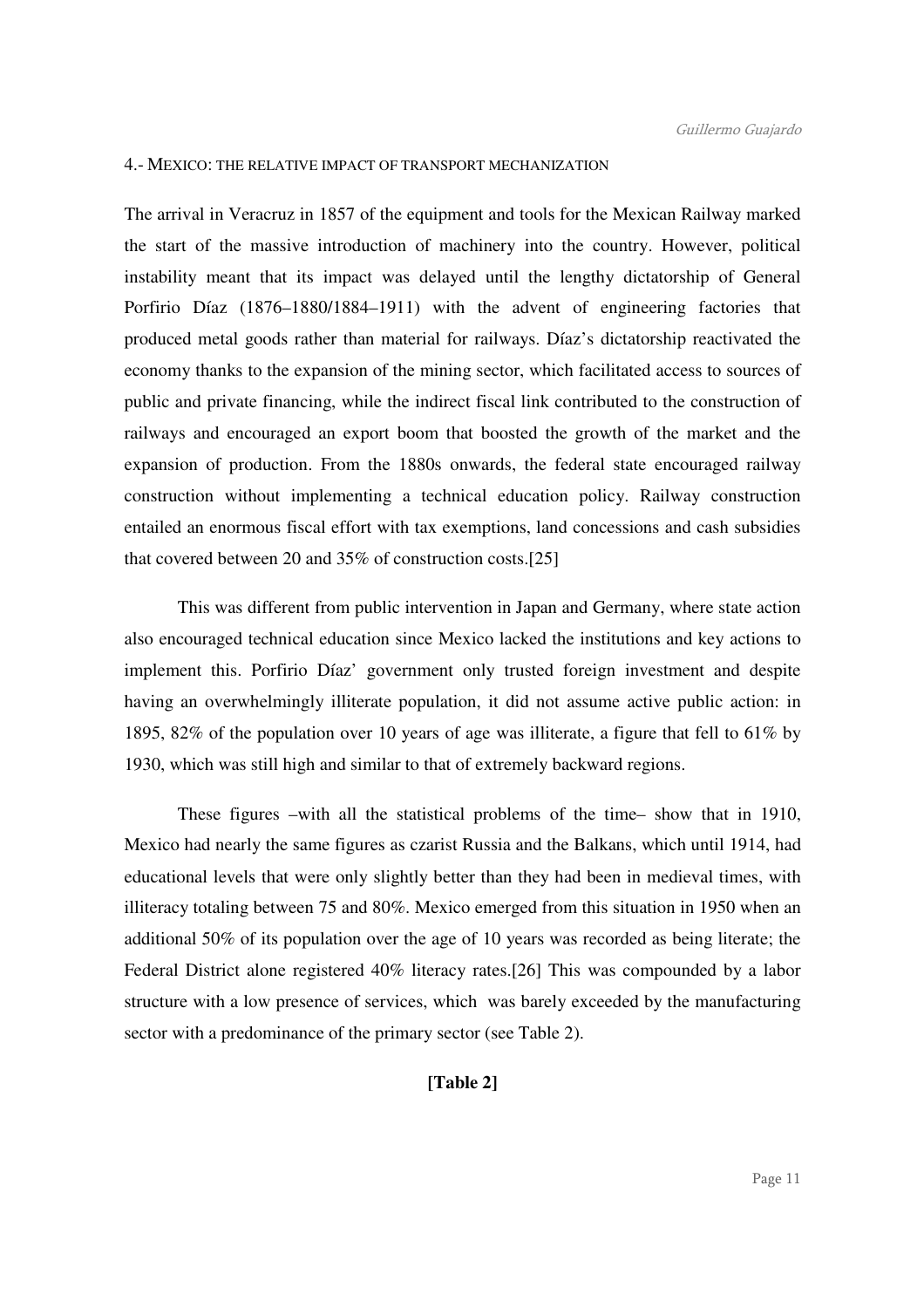## 4.- MEXICO: THE RELATIVE IMPACT OF TRANSPORT MECHANIZATION

The arrival in Veracruz in 1857 of the equipment and tools for the Mexican Railway marked the start of the massive introduction of machinery into the country. However, political instability meant that its impact was delayed until the lengthy dictatorship of General Porfirio Díaz (1876–1880/1884–1911) with the advent of engineering factories that produced metal goods rather than material for railways. Díaz's dictatorship reactivated the economy thanks to the expansion of the mining sector, which facilitated access to sources of public and private financing, while the indirect fiscal link contributed to the construction of railways and encouraged an export boom that boosted the growth of the market and the expansion of production. From the 1880s onwards, the federal state encouraged railway construction without implementing a technical education policy. Railway construction entailed an enormous fiscal effort with tax exemptions, land concessions and cash subsidies that covered between 20 and 35% of construction costs.[25]

This was different from public intervention in Japan and Germany, where state action also encouraged technical education since Mexico lacked the institutions and key actions to implement this. Porfirio Díaz' government only trusted foreign investment and despite having an overwhelmingly illiterate population, it did not assume active public action: in 1895, 82% of the population over 10 years of age was illiterate, a figure that fell to 61% by 1930, which was still high and similar to that of extremely backward regions.

These figures –with all the statistical problems of the time– show that in 1910, Mexico had nearly the same figures as czarist Russia and the Balkans, which until 1914, had educational levels that were only slightly better than they had been in medieval times, with illiteracy totaling between 75 and 80%. Mexico emerged from this situation in 1950 when an additional 50% of its population over the age of 10 years was recorded as being literate; the Federal District alone registered 40% literacy rates.[26] This was compounded by a labor structure with a low presence of services, which was barely exceeded by the manufacturing sector with a predominance of the primary sector (see Table 2).

**[Table 2]**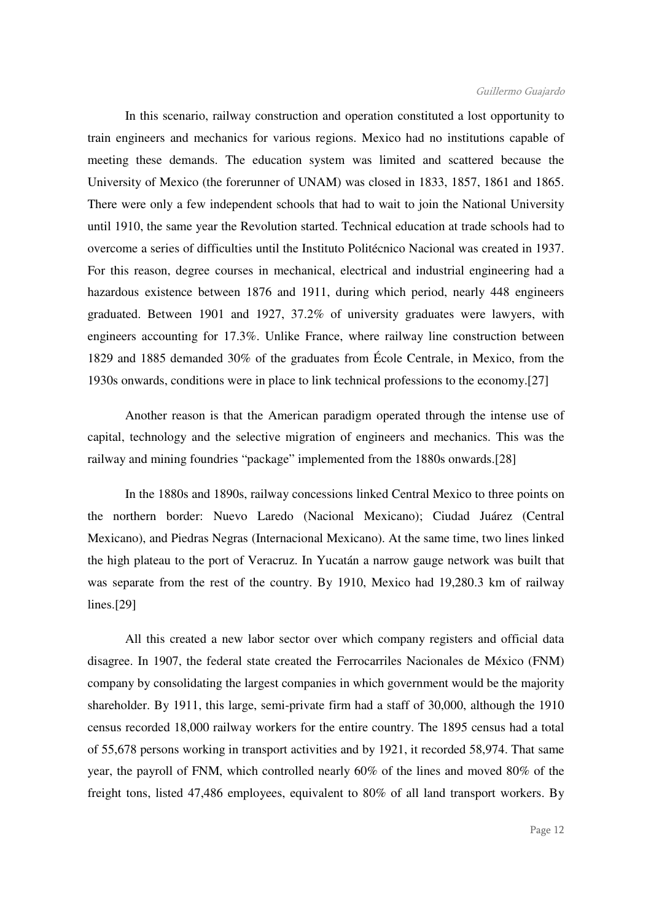In this scenario, railway construction and operation constituted a lost opportunity to train engineers and mechanics for various regions. Mexico had no institutions capable of meeting these demands. The education system was limited and scattered because the University of Mexico (the forerunner of UNAM) was closed in 1833, 1857, 1861 and 1865. There were only a few independent schools that had to wait to join the National University until 1910, the same year the Revolution started. Technical education at trade schools had to overcome a series of difficulties until the Instituto Politécnico Nacional was created in 1937. For this reason, degree courses in mechanical, electrical and industrial engineering had a hazardous existence between 1876 and 1911, during which period, nearly 448 engineers graduated. Between 1901 and 1927, 37.2% of university graduates were lawyers, with engineers accounting for 17.3%. Unlike France, where railway line construction between 1829 and 1885 demanded 30% of the graduates from École Centrale, in Mexico, from the 1930s onwards, conditions were in place to link technical professions to the economy.[27]

Another reason is that the American paradigm operated through the intense use of capital, technology and the selective migration of engineers and mechanics. This was the railway and mining foundries "package" implemented from the 1880s onwards.[28]

In the 1880s and 1890s, railway concessions linked Central Mexico to three points on the northern border: Nuevo Laredo (Nacional Mexicano); Ciudad Juárez (Central Mexicano), and Piedras Negras (Internacional Mexicano). At the same time, two lines linked the high plateau to the port of Veracruz. In Yucatán a narrow gauge network was built that was separate from the rest of the country. By 1910, Mexico had 19,280.3 km of railway lines.[29]

All this created a new labor sector over which company registers and official data disagree. In 1907, the federal state created the Ferrocarriles Nacionales de México (FNM) company by consolidating the largest companies in which government would be the majority shareholder. By 1911, this large, semi-private firm had a staff of 30,000, although the 1910 census recorded 18,000 railway workers for the entire country. The 1895 census had a total of 55,678 persons working in transport activities and by 1921, it recorded 58,974. That same year, the payroll of FNM, which controlled nearly 60% of the lines and moved 80% of the freight tons, listed 47,486 employees, equivalent to 80% of all land transport workers. By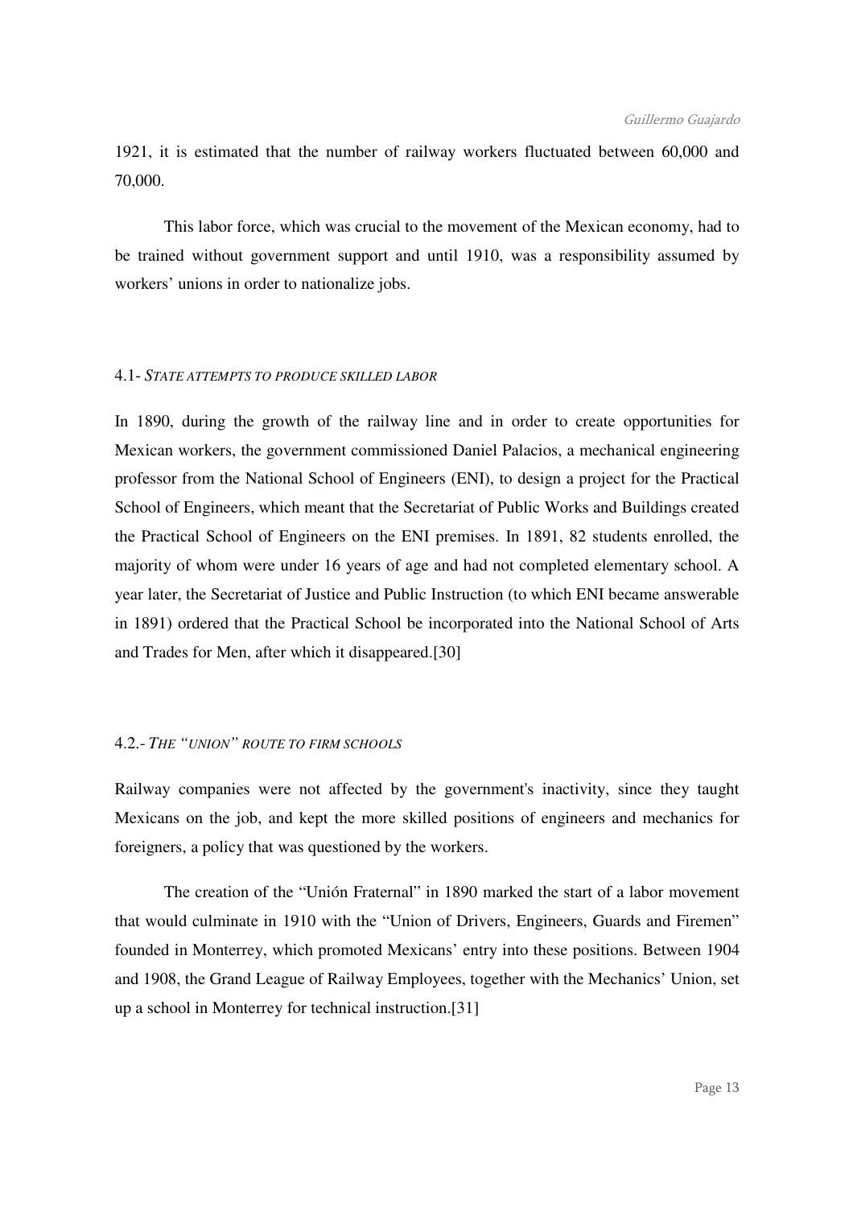1921, it is estimated that the number of railway workers fluctuated between 60,000 and 70,000.

This labor force, which was crucial to the movement of the Mexican economy, had to be trained without government support and until 1910, was a responsibility assumed by workers' unions in order to nationalize jobs.

### 4.1- *STATE ATTEMPTS TO PRODUCE SKILLED LABOR*

In 1890, during the growth of the railway line and in order to create opportunities for Mexican workers, the government commissioned Daniel Palacios, a mechanical engineering professor from the National School of Engineers (ENI), to design a project for the Practical School of Engineers, which meant that the Secretariat of Public Works and Buildings created the Practical School of Engineers on the ENI premises. In 1891, 82 students enrolled, the majority of whom were under 16 years of age and had not completed elementary school. A year later, the Secretariat of Justice and Public Instruction (to which ENI became answerable in 1891) ordered that the Practical School be incorporated into the National School of Arts and Trades for Men, after which it disappeared.[30]

### 4.2.- *THE "UNION" ROUTE TO FIRM SCHOOLS*

Railway companies were not affected by the government's inactivity, since they taught Mexicans on the job, and kept the more skilled positions of engineers and mechanics for foreigners, a policy that was questioned by the workers.

The creation of the "Unión Fraternal" in 1890 marked the start of a labor movement that would culminate in 1910 with the "Union of Drivers, Engineers, Guards and Firemen" founded in Monterrey, which promoted Mexicans' entry into these positions. Between 1904 and 1908, the Grand League of Railway Employees, together with the Mechanics' Union, set up a school in Monterrey for technical instruction.[31]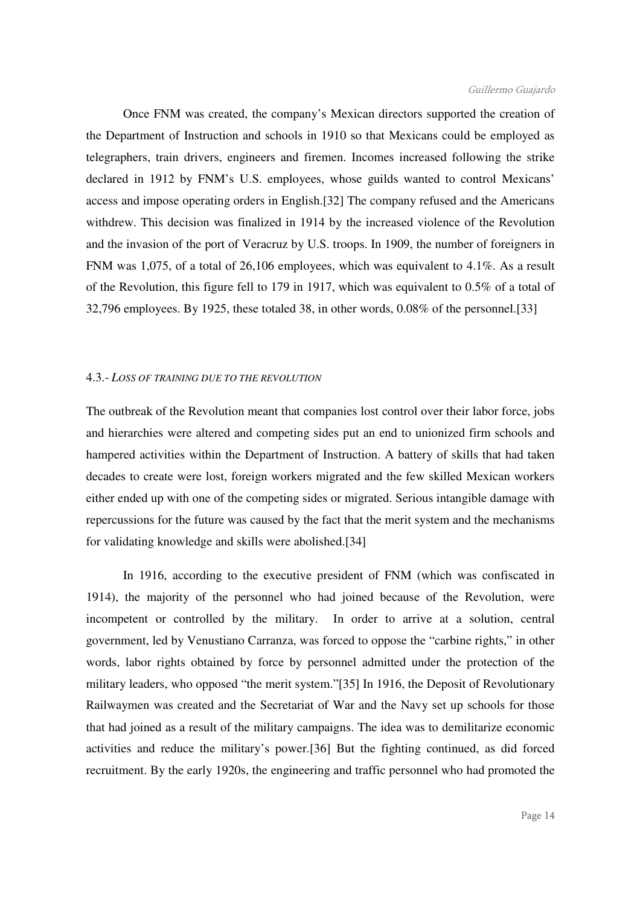Once FNM was created, the company's Mexican directors supported the creation of the Department of Instruction and schools in 1910 so that Mexicans could be employed as telegraphers, train drivers, engineers and firemen. Incomes increased following the strike declared in 1912 by FNM's U.S. employees, whose guilds wanted to control Mexicans' access and impose operating orders in English.[32] The company refused and the Americans withdrew. This decision was finalized in 1914 by the increased violence of the Revolution and the invasion of the port of Veracruz by U.S. troops. In 1909, the number of foreigners in FNM was 1,075, of a total of 26,106 employees, which was equivalent to 4.1%. As a result of the Revolution, this figure fell to 179 in 1917, which was equivalent to 0.5% of a total of 32,796 employees. By 1925, these totaled 38, in other words, 0.08% of the personnel.[33]

### 4.3.- *LOSS OF TRAINING DUE TO THE REVOLUTION*

The outbreak of the Revolution meant that companies lost control over their labor force, jobs and hierarchies were altered and competing sides put an end to unionized firm schools and hampered activities within the Department of Instruction. A battery of skills that had taken decades to create were lost, foreign workers migrated and the few skilled Mexican workers either ended up with one of the competing sides or migrated. Serious intangible damage with repercussions for the future was caused by the fact that the merit system and the mechanisms for validating knowledge and skills were abolished.[34]

In 1916, according to the executive president of FNM (which was confiscated in 1914), the majority of the personnel who had joined because of the Revolution, were incompetent or controlled by the military. In order to arrive at a solution, central government, led by Venustiano Carranza, was forced to oppose the "carbine rights," in other words, labor rights obtained by force by personnel admitted under the protection of the military leaders, who opposed "the merit system."[35] In 1916, the Deposit of Revolutionary Railwaymen was created and the Secretariat of War and the Navy set up schools for those that had joined as a result of the military campaigns. The idea was to demilitarize economic activities and reduce the military's power.[36] But the fighting continued, as did forced recruitment. By the early 1920s, the engineering and traffic personnel who had promoted the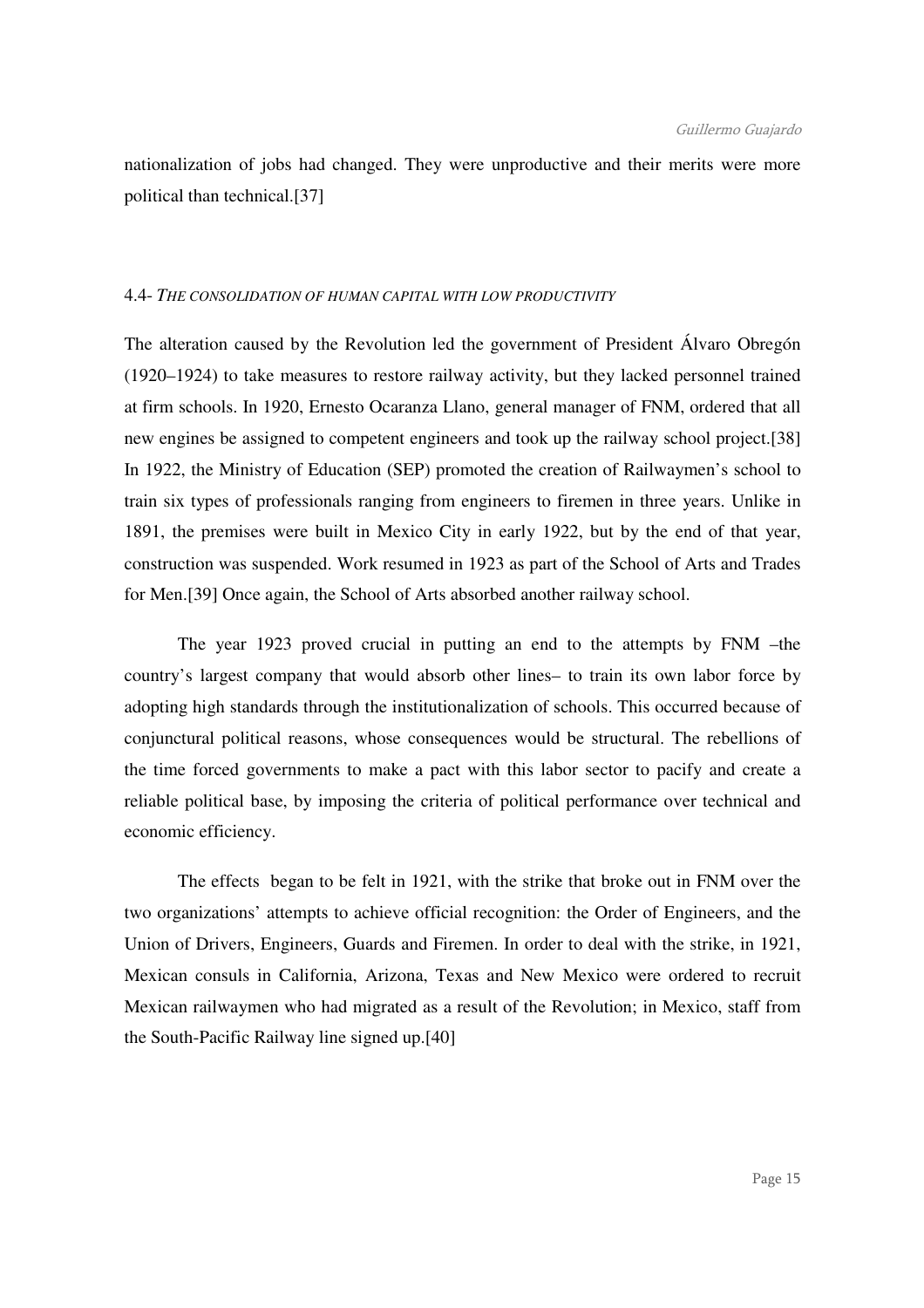nationalization of jobs had changed. They were unproductive and their merits were more political than technical.[37]

### 4.4- *THE CONSOLIDATION OF HUMAN CAPITAL WITH LOW PRODUCTIVITY*

The alteration caused by the Revolution led the government of President Álvaro Obregón (1920–1924) to take measures to restore railway activity, but they lacked personnel trained at firm schools. In 1920, Ernesto Ocaranza Llano, general manager of FNM, ordered that all new engines be assigned to competent engineers and took up the railway school project.[38] In 1922, the Ministry of Education (SEP) promoted the creation of Railwaymen's school to train six types of professionals ranging from engineers to firemen in three years. Unlike in 1891, the premises were built in Mexico City in early 1922, but by the end of that year, construction was suspended. Work resumed in 1923 as part of the School of Arts and Trades for Men.[39] Once again, the School of Arts absorbed another railway school.

The year 1923 proved crucial in putting an end to the attempts by FNM –the country's largest company that would absorb other lines– to train its own labor force by adopting high standards through the institutionalization of schools. This occurred because of conjunctural political reasons, whose consequences would be structural. The rebellions of the time forced governments to make a pact with this labor sector to pacify and create a reliable political base, by imposing the criteria of political performance over technical and economic efficiency.

The effects began to be felt in 1921, with the strike that broke out in FNM over the two organizations' attempts to achieve official recognition: the Order of Engineers, and the Union of Drivers, Engineers, Guards and Firemen. In order to deal with the strike, in 1921, Mexican consuls in California, Arizona, Texas and New Mexico were ordered to recruit Mexican railwaymen who had migrated as a result of the Revolution; in Mexico, staff from the South-Pacific Railway line signed up.[40]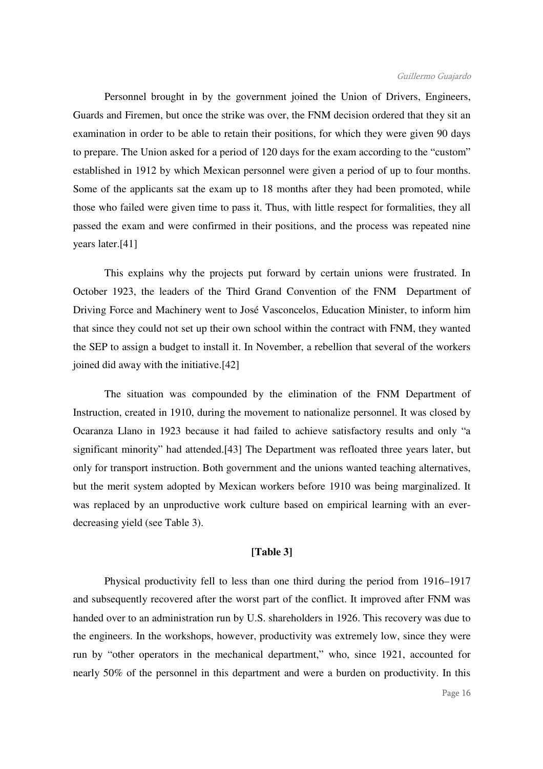Personnel brought in by the government joined the Union of Drivers, Engineers, Guards and Firemen, but once the strike was over, the FNM decision ordered that they sit an examination in order to be able to retain their positions, for which they were given 90 days to prepare. The Union asked for a period of 120 days for the exam according to the "custom" established in 1912 by which Mexican personnel were given a period of up to four months. Some of the applicants sat the exam up to 18 months after they had been promoted, while those who failed were given time to pass it. Thus, with little respect for formalities, they all passed the exam and were confirmed in their positions, and the process was repeated nine years later.[41]

This explains why the projects put forward by certain unions were frustrated. In October 1923, the leaders of the Third Grand Convention of the FNM Department of Driving Force and Machinery went to José Vasconcelos, Education Minister, to inform him that since they could not set up their own school within the contract with FNM, they wanted the SEP to assign a budget to install it. In November, a rebellion that several of the workers joined did away with the initiative.[42]

The situation was compounded by the elimination of the FNM Department of Instruction, created in 1910, during the movement to nationalize personnel. It was closed by Ocaranza Llano in 1923 because it had failed to achieve satisfactory results and only "a significant minority" had attended.[43] The Department was refloated three years later, but only for transport instruction. Both government and the unions wanted teaching alternatives, but the merit system adopted by Mexican workers before 1910 was being marginalized. It was replaced by an unproductive work culture based on empirical learning with an ever-decreasing yield (see Table 3).

**[Table 3]**

Physical productivity fell to less than one third during the period from 1916–1917 and subsequently recovered after the worst part of the conflict. It improved after FNM was handed over to an administration run by U.S. shareholders in 1926. This recovery was due to the engineers. In the workshops, however, productivity was extremely low, since they were run by "other operators in the mechanical department," who, since 1921, accounted for nearly 50% of the personnel in this department and were a burden on productivity. In this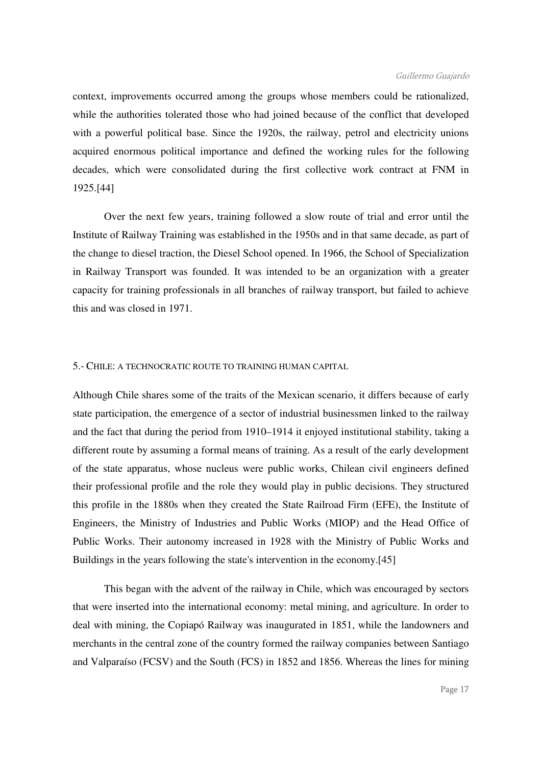context, improvements occurred among the groups whose members could be rationalized, while the authorities tolerated those who had joined because of the conflict that developed with a powerful political base. Since the 1920s, the railway, petrol and electricity unions acquired enormous political importance and defined the working rules for the following decades, which were consolidated during the first collective work contract at FNM in 1925.[44]

Over the next few years, training followed a slow route of trial and error until the Institute of Railway Training was established in the 1950s and in that same decade, as part of the change to diesel traction, the Diesel School opened. In 1966, the School of Specialization in Railway Transport was founded. It was intended to be an organization with a greater capacity for training professionals in all branches of railway transport, but failed to achieve this and was closed in 1971.

## 5.- CHILE: A TECHNOCRATIC ROUTE TO TRAINING HUMAN CAPITAL

Although Chile shares some of the traits of the Mexican scenario, it differs because of early state participation, the emergence of a sector of industrial businessmen linked to the railway and the fact that during the period from 1910–1914 it enjoyed institutional stability, taking a different route by assuming a formal means of training. As a result of the early development of the state apparatus, whose nucleus were public works, Chilean civil engineers defined their professional profile and the role they would play in public decisions. They structured this profile in the 1880s when they created the State Railroad Firm (EFE), the Institute of Engineers, the Ministry of Industries and Public Works (MIOP) and the Head Office of Public Works. Their autonomy increased in 1928 with the Ministry of Public Works and Buildings in the years following the state's intervention in the economy.[45]

This began with the advent of the railway in Chile, which was encouraged by sectors that were inserted into the international economy: metal mining, and agriculture. In order to deal with mining, the Copiapó Railway was inaugurated in 1851, while the landowners and merchants in the central zone of the country formed the railway companies between Santiago and Valparaíso (FCSV) and the South (FCS) in 1852 and 1856. Whereas the lines for mining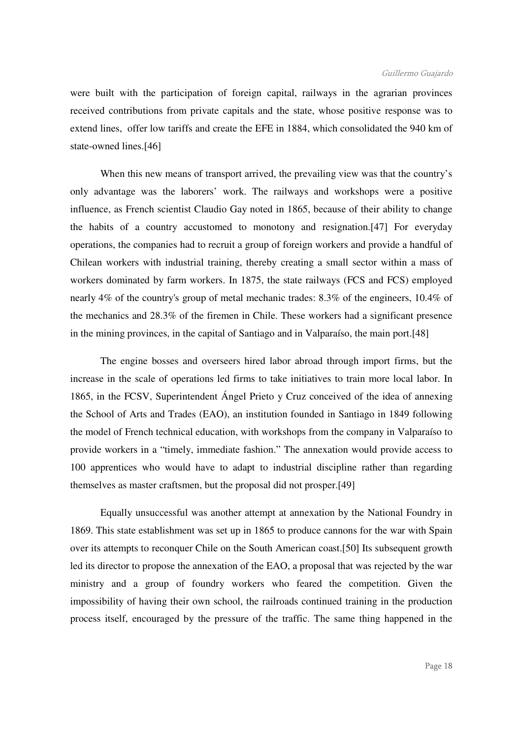were built with the participation of foreign capital, railways in the agrarian provinces received contributions from private capitals and the state, whose positive response was to extend lines, offer low tariffs and create the EFE in 1884, which consolidated the 940 km of state-owned lines.[46]

When this new means of transport arrived, the prevailing view was that the country's only advantage was the laborers' work. The railways and workshops were a positive influence, as French scientist Claudio Gay noted in 1865, because of their ability to change the habits of a country accustomed to monotony and resignation.[47] For everyday operations, the companies had to recruit a group of foreign workers and provide a handful of Chilean workers with industrial training, thereby creating a small sector within a mass of workers dominated by farm workers. In 1875, the state railways (FCS and FCS) employed nearly 4% of the country's group of metal mechanic trades: 8.3% of the engineers, 10.4% of the mechanics and 28.3% of the firemen in Chile. These workers had a significant presence in the mining provinces, in the capital of Santiago and in Valparaíso, the main port.[48]

The engine bosses and overseers hired labor abroad through import firms, but the increase in the scale of operations led firms to take initiatives to train more local labor. In 1865, in the FCSV, Superintendent Ángel Prieto y Cruz conceived of the idea of annexing the School of Arts and Trades (EAO), an institution founded in Santiago in 1849 following the model of French technical education, with workshops from the company in Valparaíso to provide workers in a "timely, immediate fashion." The annexation would provide access to 100 apprentices who would have to adapt to industrial discipline rather than regarding themselves as master craftsmen, but the proposal did not prosper.[49]

Equally unsuccessful was another attempt at annexation by the National Foundry in 1869. This state establishment was set up in 1865 to produce cannons for the war with Spain over its attempts to reconquer Chile on the South American coast.[50] Its subsequent growth led its director to propose the annexation of the EAO, a proposal that was rejected by the war ministry and a group of foundry workers who feared the competition. Given the impossibility of having their own school, the railroads continued training in the production process itself, encouraged by the pressure of the traffic. The same thing happened in the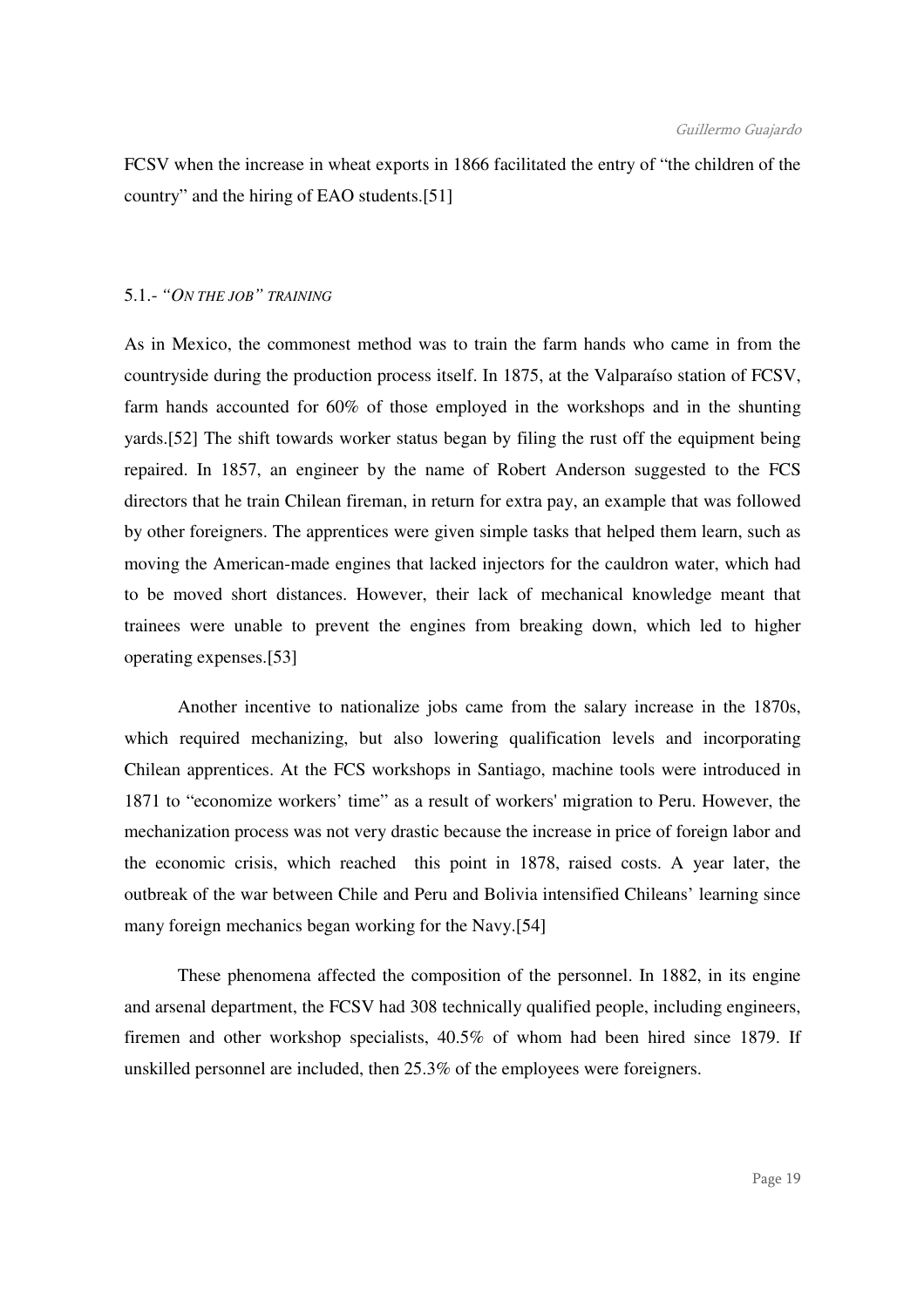FCSV when the increase in wheat exports in 1866 facilitated the entry of "the children of the country" and the hiring of EAO students.[51]

### 5.1.- *"ON THE JOB" TRAINING*

As in Mexico, the commonest method was to train the farm hands who came in from the countryside during the production process itself. In 1875, at the Valparaíso station of FCSV, farm hands accounted for 60% of those employed in the workshops and in the shunting yards.[52] The shift towards worker status began by filing the rust off the equipment being repaired. In 1857, an engineer by the name of Robert Anderson suggested to the FCS directors that he train Chilean fireman, in return for extra pay, an example that was followed by other foreigners. The apprentices were given simple tasks that helped them learn, such as moving the American-made engines that lacked injectors for the cauldron water, which had to be moved short distances. However, their lack of mechanical knowledge meant that trainees were unable to prevent the engines from breaking down, which led to higher operating expenses.[53]

Another incentive to nationalize jobs came from the salary increase in the 1870s, which required mechanizing, but also lowering qualification levels and incorporating Chilean apprentices. At the FCS workshops in Santiago, machine tools were introduced in 1871 to "economize workers' time" as a result of workers' migration to Peru. However, the mechanization process was not very drastic because the increase in price of foreign labor and the economic crisis, which reached this point in 1878, raised costs. A year later, the outbreak of the war between Chile and Peru and Bolivia intensified Chileans' learning since many foreign mechanics began working for the Navy.[54]

These phenomena affected the composition of the personnel. In 1882, in its engine and arsenal department, the FCSV had 308 technically qualified people, including engineers, firemen and other workshop specialists, 40.5% of whom had been hired since 1879. If unskilled personnel are included, then 25.3% of the employees were foreigners.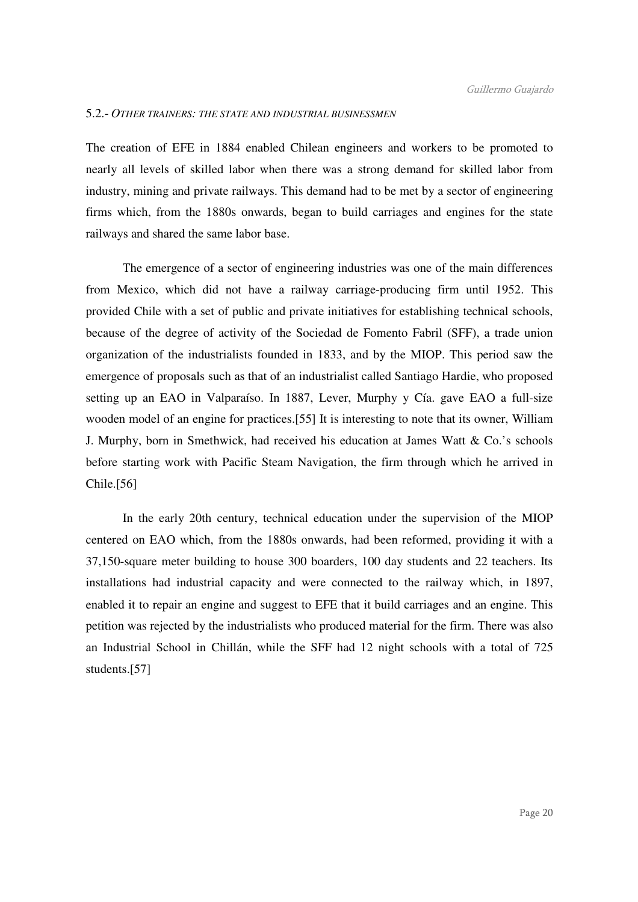## 5.2.- *OTHER TRAINERS: THE STATE AND INDUSTRIAL BUSINESSMEN*

The creation of EFE in 1884 enabled Chilean engineers and workers to be promoted to nearly all levels of skilled labor when there was a strong demand for skilled labor from industry, mining and private railways. This demand had to be met by a sector of engineering firms which, from the 1880s onwards, began to build carriages and engines for the state railways and shared the same labor base.

The emergence of a sector of engineering industries was one of the main differences from Mexico, which did not have a railway carriage-producing firm until 1952. This provided Chile with a set of public and private initiatives for establishing technical schools, because of the degree of activity of the Sociedad de Fomento Fabril (SFF), a trade union organization of the industrialists founded in 1833, and by the MIOP. This period saw the emergence of proposals such as that of an industrialist called Santiago Hardie, who proposed setting up an EAO in Valparaíso. In 1887, Lever, Murphy y Cía. gave EAO a full-size wooden model of an engine for practices.[55] It is interesting to note that its owner, William J. Murphy, born in Smethwick, had received his education at James Watt & Co.'s schools before starting work with Pacific Steam Navigation, the firm through which he arrived in Chile.[56]

In the early 20th century, technical education under the supervision of the MIOP centered on EAO which, from the 1880s onwards, had been reformed, providing it with a 37,150-square meter building to house 300 boarders, 100 day students and 22 teachers. Its installations had industrial capacity and were connected to the railway which, in 1897, enabled it to repair an engine and suggest to EFE that it build carriages and an engine. This petition was rejected by the industrialists who produced material for the firm. There was also an Industrial School in Chillán, while the SFF had 12 night schools with a total of 725 students.[57]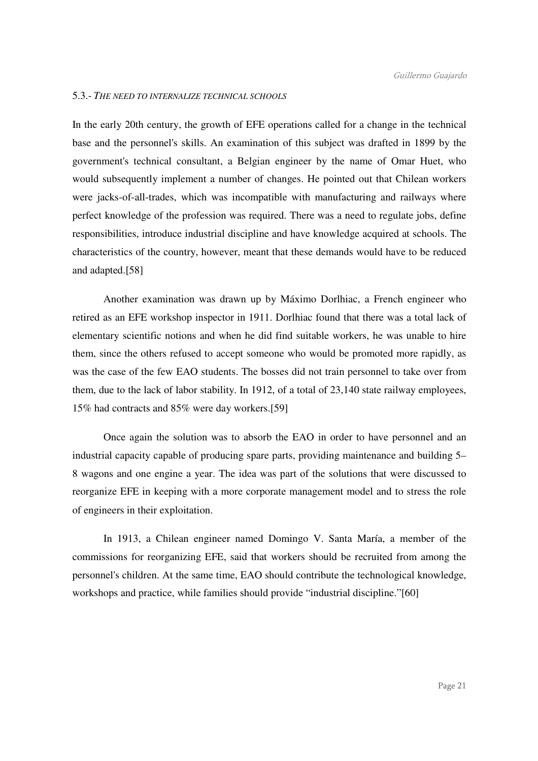### 5.3.- *THE NEED TO INTERNALIZE TECHNICAL SCHOOLS*

In the early 20th century, the growth of EFE operations called for a change in the technical base and the personnel's skills. An examination of this subject was drafted in 1899 by the government's technical consultant, a Belgian engineer by the name of Omar Huet, who would subsequently implement a number of changes. He pointed out that Chilean workers were jacks-of-all-trades, which was incompatible with manufacturing and railways where perfect knowledge of the profession was required. There was a need to regulate jobs, define responsibilities, introduce industrial discipline and have knowledge acquired at schools. The characteristics of the country, however, meant that these demands would have to be reduced and adapted.[58]

Another examination was drawn up by Máximo Dorlhiac, a French engineer who retired as an EFE workshop inspector in 1911. Dorlhiac found that there was a total lack of elementary scientific notions and when he did find suitable workers, he was unable to hire them, since the others refused to accept someone who would be promoted more rapidly, as was the case of the few EAO students. The bosses did not train personnel to take over from them, due to the lack of labor stability. In 1912, of a total of 23,140 state railway employees, 15% had contracts and 85% were day workers.[59]

Once again the solution was to absorb the EAO in order to have personnel and an industrial capacity capable of producing spare parts, providing maintenance and building 5–8 wagons and one engine a year. The idea was part of the solutions that were discussed to reorganize EFE in keeping with a more corporate management model and to stress the role of engineers in their exploitation.

In 1913, a Chilean engineer named Domingo V. Santa María, a member of the commissions for reorganizing EFE, said that workers should be recruited from among the personnel's children. At the same time, EAO should contribute the technological knowledge, workshops and practice, while families should provide "industrial discipline."[60]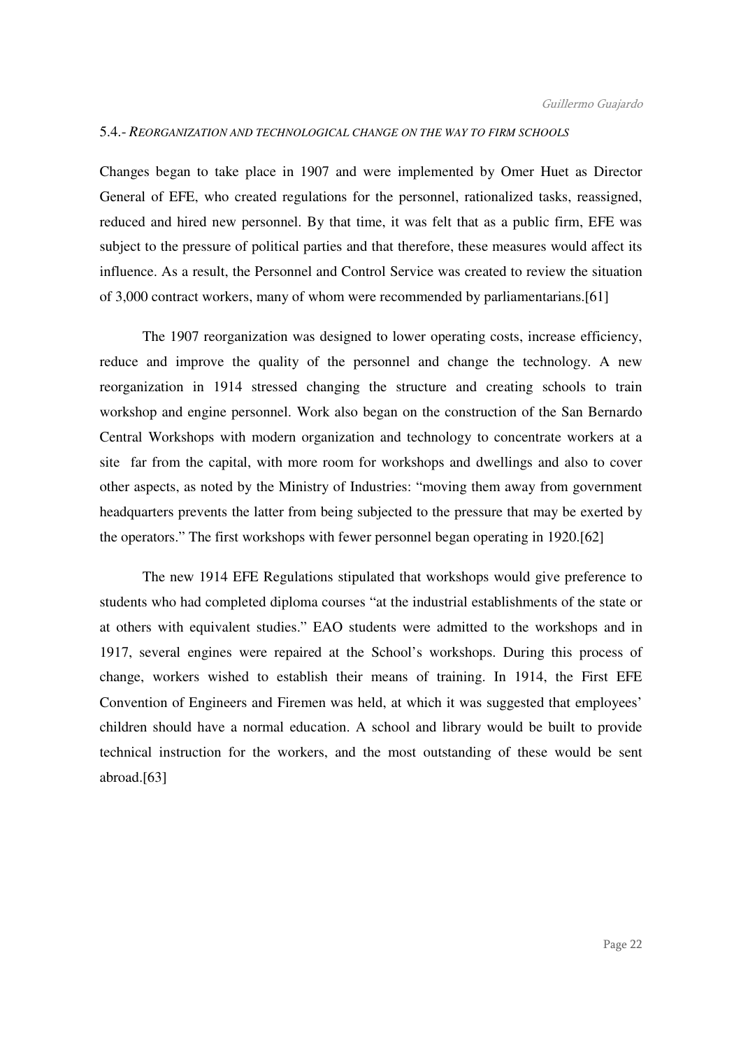### 5.4.- *REORGANIZATION AND TECHNOLOGICAL CHANGE ON THE WAY TO FIRM SCHOOLS*

Changes began to take place in 1907 and were implemented by Omer Huet as Director General of EFE, who created regulations for the personnel, rationalized tasks, reassigned, reduced and hired new personnel. By that time, it was felt that as a public firm, EFE was subject to the pressure of political parties and that therefore, these measures would affect its influence. As a result, the Personnel and Control Service was created to review the situation of 3,000 contract workers, many of whom were recommended by parliamentarians.[61]

The 1907 reorganization was designed to lower operating costs, increase efficiency, reduce and improve the quality of the personnel and change the technology. A new reorganization in 1914 stressed changing the structure and creating schools to train workshop and engine personnel. Work also began on the construction of the San Bernardo Central Workshops with modern organization and technology to concentrate workers at a site far from the capital, with more room for workshops and dwellings and also to cover other aspects, as noted by the Ministry of Industries: "moving them away from government headquarters prevents the latter from being subjected to the pressure that may be exerted by the operators." The first workshops with fewer personnel began operating in 1920.[62]

The new 1914 EFE Regulations stipulated that workshops would give preference to students who had completed diploma courses "at the industrial establishments of the state or at others with equivalent studies." EAO students were admitted to the workshops and in 1917, several engines were repaired at the School's workshops. During this process of change, workers wished to establish their means of training. In 1914, the First EFE Convention of Engineers and Firemen was held, at which it was suggested that employees' children should have a normal education. A school and library would be built to provide technical instruction for the workers, and the most outstanding of these would be sent abroad.[63]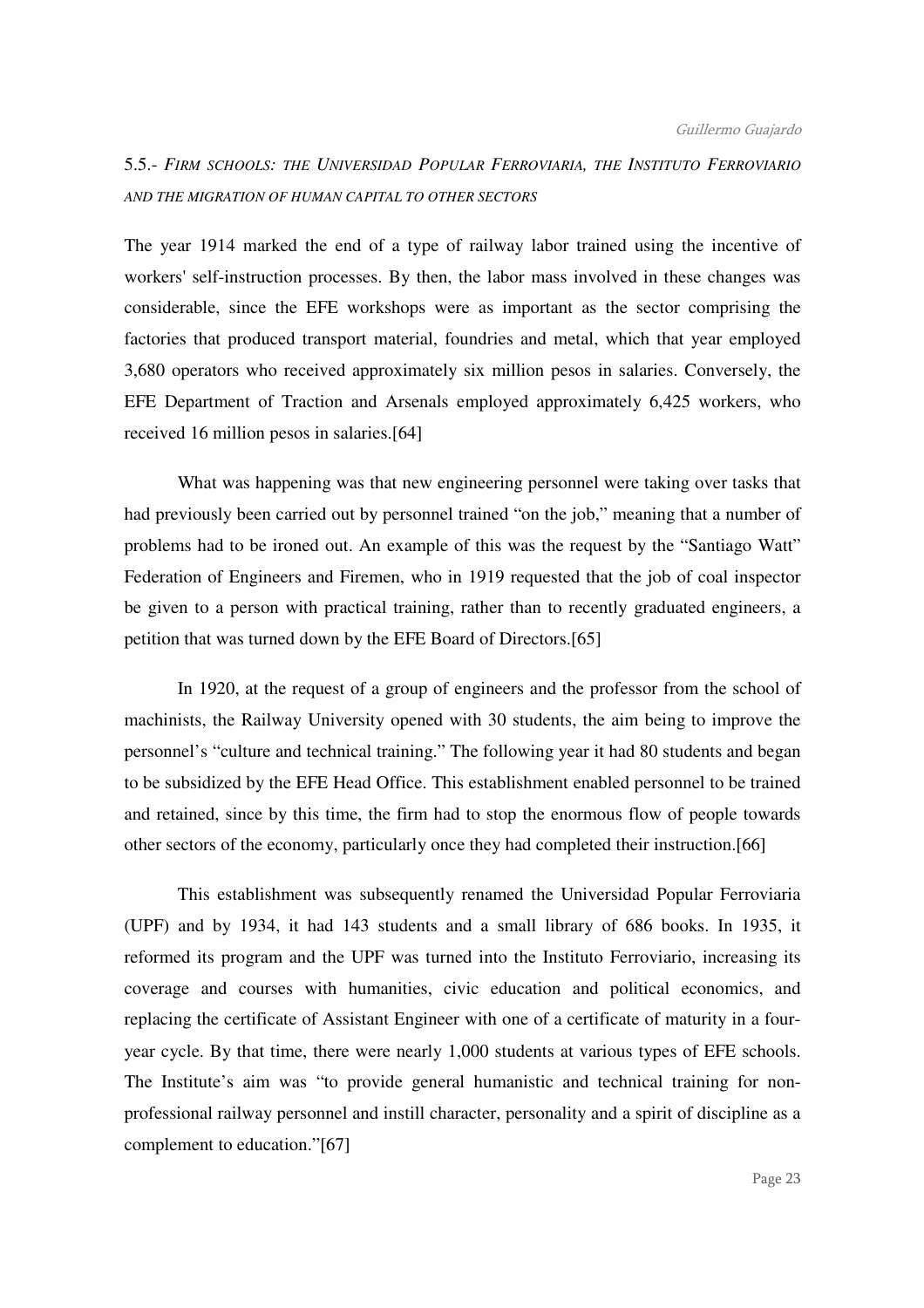## 5.5.- *FIRM SCHOOLS: THE UNIVERSIDAD POPULAR FERROVIARIA, THE INSTITUTO FERROVIARIO AND THE MIGRATION OF HUMAN CAPITAL TO OTHER SECTORS*

The year 1914 marked the end of a type of railway labor trained using the incentive of workers' self-instruction processes. By then, the labor mass involved in these changes was considerable, since the EFE workshops were as important as the sector comprising the factories that produced transport material, foundries and metal, which that year employed 3,680 operators who received approximately six million pesos in salaries. Conversely, the EFE Department of Traction and Arsenals employed approximately 6,425 workers, who received 16 million pesos in salaries.[64]

What was happening was that new engineering personnel were taking over tasks that had previously been carried out by personnel trained "on the job," meaning that a number of problems had to be ironed out. An example of this was the request by the "Santiago Watt" Federation of Engineers and Firemen, who in 1919 requested that the job of coal inspector be given to a person with practical training, rather than to recently graduated engineers, a petition that was turned down by the EFE Board of Directors.[65]

In 1920, at the request of a group of engineers and the professor from the school of machinists, the Railway University opened with 30 students, the aim being to improve the personnel's "culture and technical training." The following year it had 80 students and began to be subsidized by the EFE Head Office. This establishment enabled personnel to be trained and retained, since by this time, the firm had to stop the enormous flow of people towards other sectors of the economy, particularly once they had completed their instruction.[66]

This establishment was subsequently renamed the Universidad Popular Ferroviaria (UPF) and by 1934, it had 143 students and a small library of 686 books. In 1935, it reformed its program and the UPF was turned into the Instituto Ferroviario, increasing its coverage and courses with humanities, civic education and political economics, and replacing the certificate of Assistant Engineer with one of a certificate of maturity in a four-year cycle. By that time, there were nearly 1,000 students at various types of EFE schools. The Institute's aim was "to provide general humanistic and technical training for non-professional railway personnel and instill character, personality and a spirit of discipline as a complement to education."[67]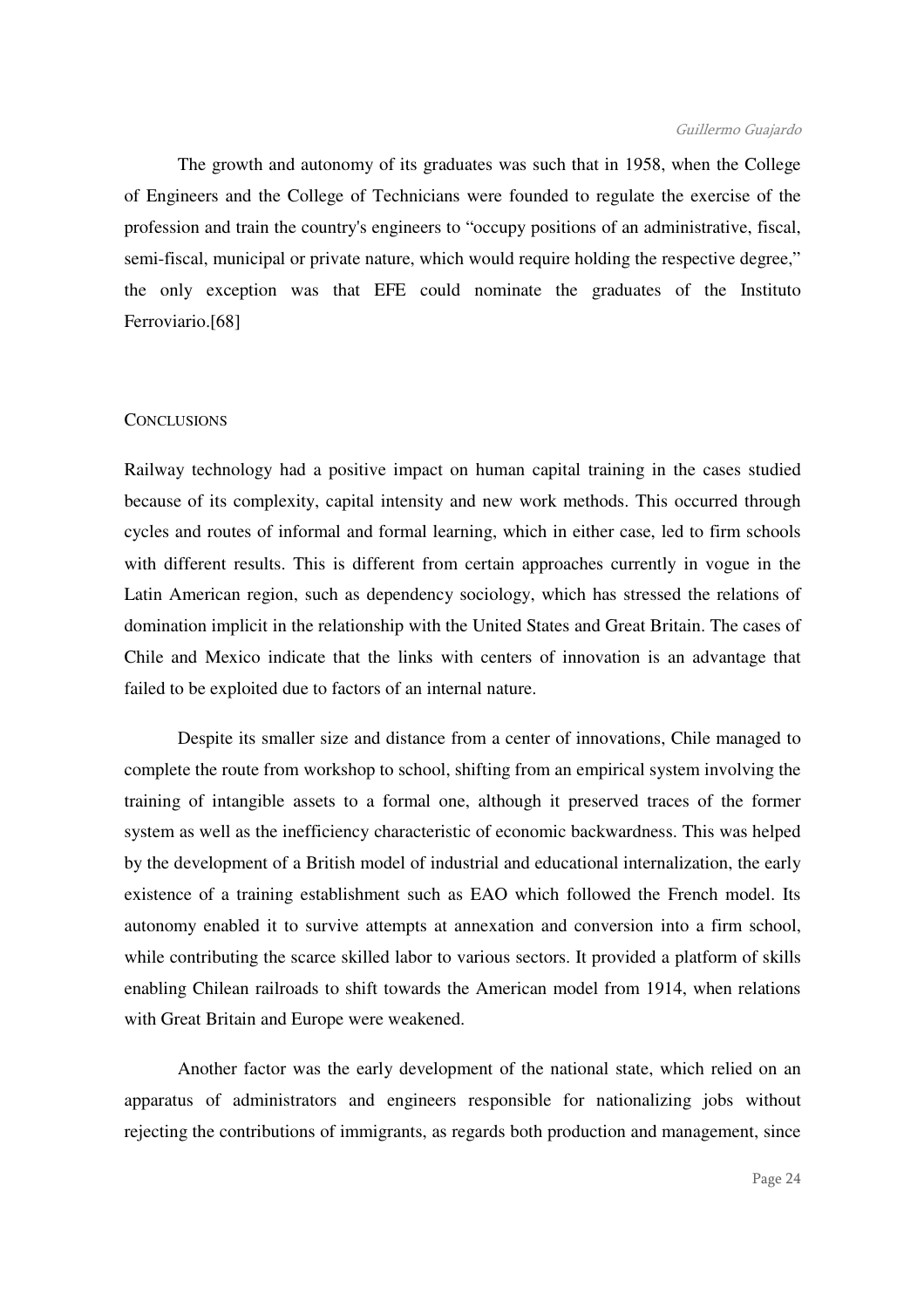The growth and autonomy of its graduates was such that in 1958, when the College of Engineers and the College of Technicians were founded to regulate the exercise of the profession and train the country's engineers to "occupy positions of an administrative, fiscal, semi-fiscal, municipal or private nature, which would require holding the respective degree," the only exception was that EFE could nominate the graduates of the Instituto Ferroviario.[68]

## Conclusions

Railway technology had a positive impact on human capital training in the cases studied because of its complexity, capital intensity and new work methods. This occurred through cycles and routes of informal and formal learning, which in either case, led to firm schools with different results. This is different from certain approaches currently in vogue in the Latin American region, such as dependency sociology, which has stressed the relations of domination implicit in the relationship with the United States and Great Britain. The cases of Chile and Mexico indicate that the links with centers of innovation is an advantage that failed to be exploited due to factors of an internal nature.

Despite its smaller size and distance from a center of innovations, Chile managed to complete the route from workshop to school, shifting from an empirical system involving the training of intangible assets to a formal one, although it preserved traces of the former system as well as the inefficiency characteristic of economic backwardness. This was helped by the development of a British model of industrial and educational internalization, the early existence of a training establishment such as EAO which followed the French model. Its autonomy enabled it to survive attempts at annexation and conversion into a firm school, while contributing the scarce skilled labor to various sectors. It provided a platform of skills enabling Chilean railroads to shift towards the American model from 1914, when relations with Great Britain and Europe were weakened.

Another factor was the early development of the national state, which relied on an apparatus of administrators and engineers responsible for nationalizing jobs without rejecting the contributions of immigrants, as regards both production and management, since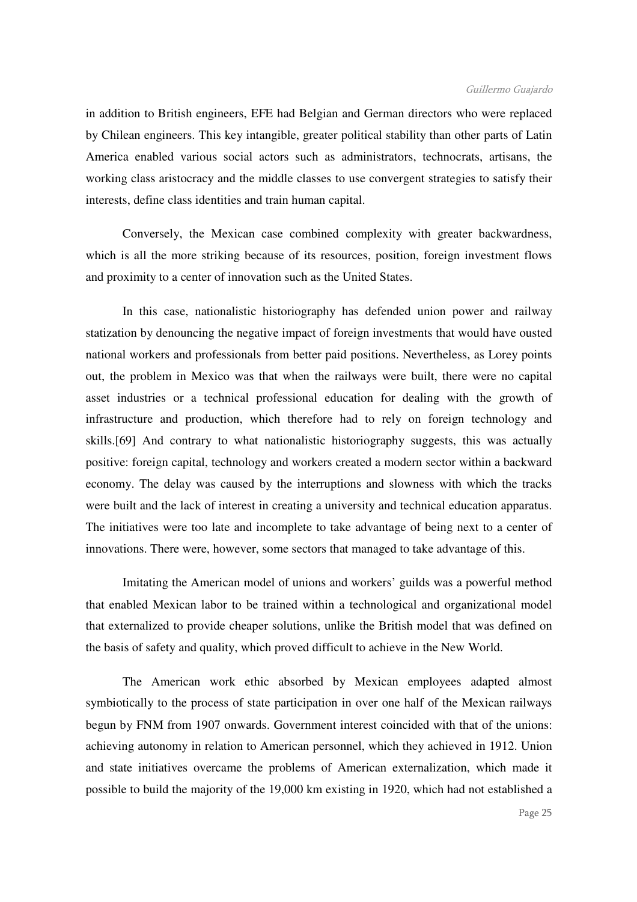in addition to British engineers, EFE had Belgian and German directors who were replaced by Chilean engineers. This key intangible, greater political stability than other parts of Latin America enabled various social actors such as administrators, technocrats, artisans, the working class aristocracy and the middle classes to use convergent strategies to satisfy their interests, define class identities and train human capital.

Conversely, the Mexican case combined complexity with greater backwardness, which is all the more striking because of its resources, position, foreign investment flows and proximity to a center of innovation such as the United States.

In this case, nationalistic historiography has defended union power and railway statization by denouncing the negative impact of foreign investments that would have ousted national workers and professionals from better paid positions. Nevertheless, as Lorey points out, the problem in Mexico was that when the railways were built, there were no capital asset industries or a technical professional education for dealing with the growth of infrastructure and production, which therefore had to rely on foreign technology and skills.[69] And contrary to what nationalistic historiography suggests, this was actually positive: foreign capital, technology and workers created a modern sector within a backward economy. The delay was caused by the interruptions and slowness with which the tracks were built and the lack of interest in creating a university and technical education apparatus. The initiatives were too late and incomplete to take advantage of being next to a center of innovations. There were, however, some sectors that managed to take advantage of this.

Imitating the American model of unions and workers' guilds was a powerful method that enabled Mexican labor to be trained within a technological and organizational model that externalized to provide cheaper solutions, unlike the British model that was defined on the basis of safety and quality, which proved difficult to achieve in the New World.

The American work ethic absorbed by Mexican employees adapted almost symbiotically to the process of state participation in over one half of the Mexican railways begun by FNM from 1907 onwards. Government interest coincided with that of the unions: achieving autonomy in relation to American personnel, which they achieved in 1912. Union and state initiatives overcame the problems of American externalization, which made it possible to build the majority of the 19,000 km existing in 1920, which had not established a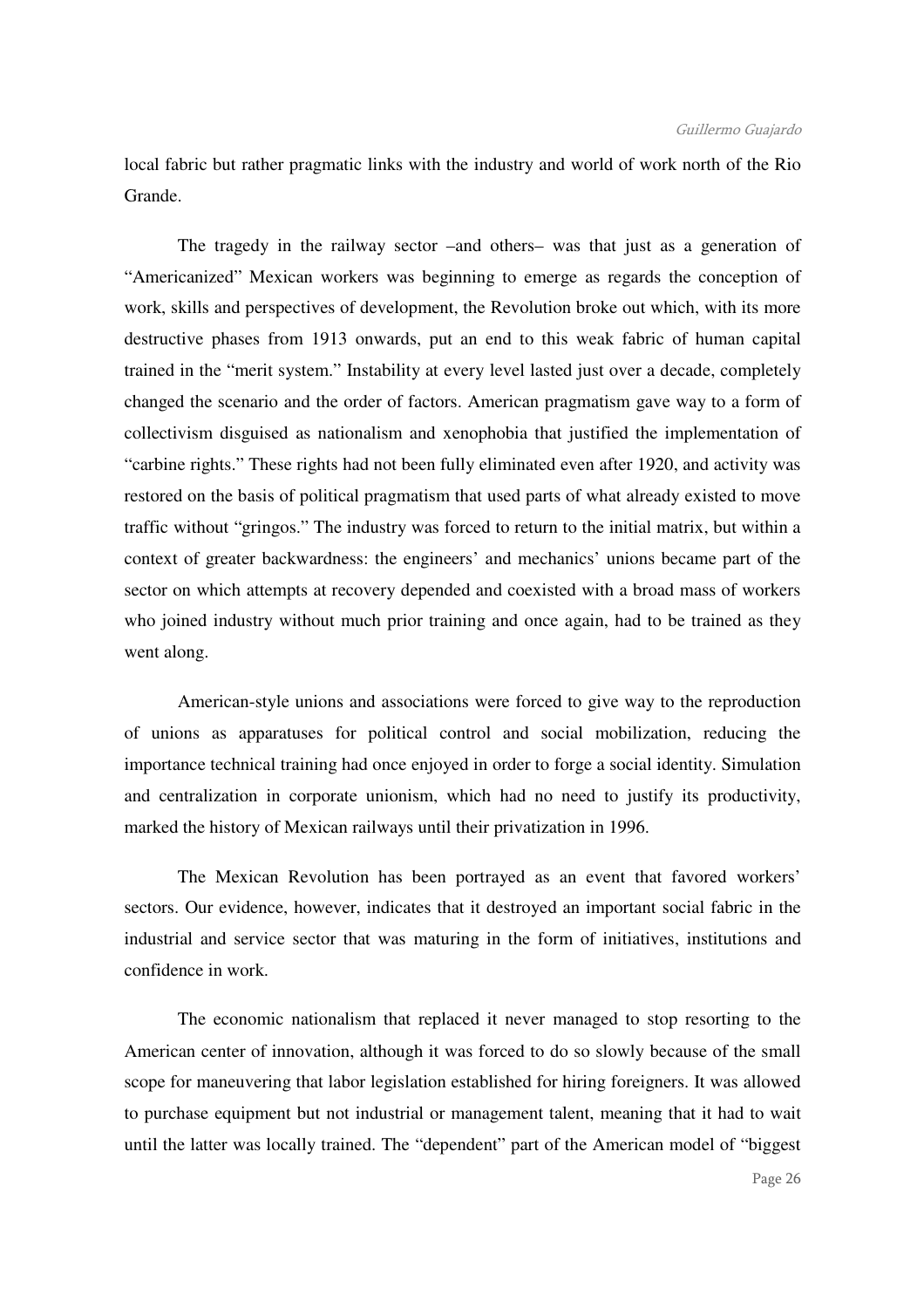local fabric but rather pragmatic links with the industry and world of work north of the Rio Grande.

The tragedy in the railway sector –and others– was that just as a generation of "Americanized" Mexican workers was beginning to emerge as regards the conception of work, skills and perspectives of development, the Revolution broke out which, with its more destructive phases from 1913 onwards, put an end to this weak fabric of human capital trained in the "merit system." Instability at every level lasted just over a decade, completely changed the scenario and the order of factors. American pragmatism gave way to a form of collectivism disguised as nationalism and xenophobia that justified the implementation of "carbine rights." These rights had not been fully eliminated even after 1920, and activity was restored on the basis of political pragmatism that used parts of what already existed to move traffic without "gringos." The industry was forced to return to the initial matrix, but within a context of greater backwardness: the engineers' and mechanics' unions became part of the sector on which attempts at recovery depended and coexisted with a broad mass of workers who joined industry without much prior training and once again, had to be trained as they went along.

American-style unions and associations were forced to give way to the reproduction of unions as apparatuses for political control and social mobilization, reducing the importance technical training had once enjoyed in order to forge a social identity. Simulation and centralization in corporate unionism, which had no need to justify its productivity, marked the history of Mexican railways until their privatization in 1996.

The Mexican Revolution has been portrayed as an event that favored workers' sectors. Our evidence, however, indicates that it destroyed an important social fabric in the industrial and service sector that was maturing in the form of initiatives, institutions and confidence in work.

The economic nationalism that replaced it never managed to stop resorting to the American center of innovation, although it was forced to do so slowly because of the small scope for maneuvering that labor legislation established for hiring foreigners. It was allowed to purchase equipment but not industrial or management talent, meaning that it had to wait until the latter was locally trained. The "dependent" part of the American model of "biggest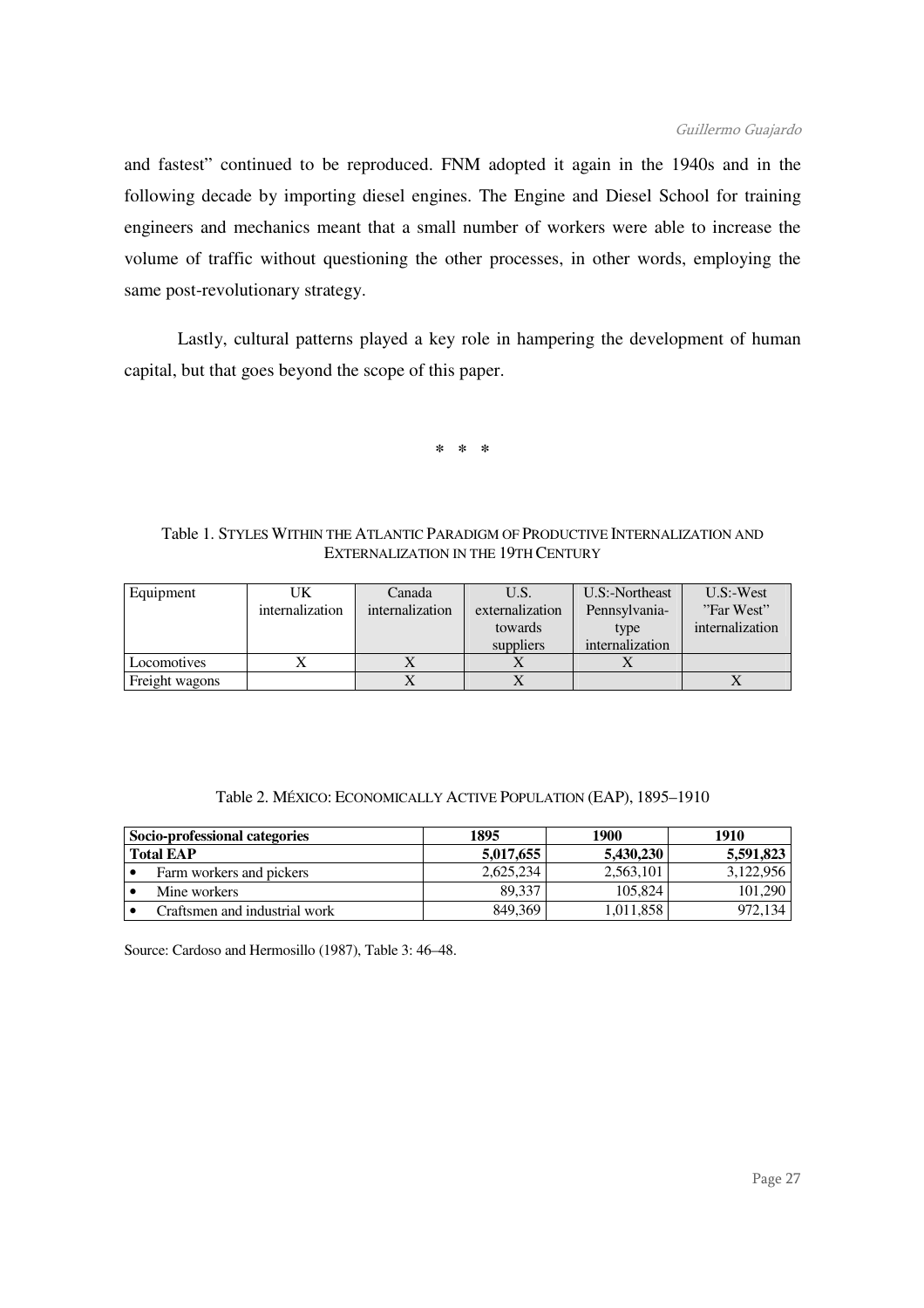and fastest" continued to be reproduced. FNM adopted it again in the 1940s and in the following decade by importing diesel engines. The Engine and Diesel School for training engineers and mechanics meant that a small number of workers were able to increase the volume of traffic without questioning the other processes, in other words, employing the same post-revolutionary strategy.

Lastly, cultural patterns played a key role in hampering the development of human capital, but that goes beyond the scope of this paper.

\* \* \*

Table 1. STYLES WITHIN THE ATLANTIC PARADIGM OF PRODUCTIVE INTERNALIZATION AND EXTERNALIZATION IN THE 19TH CENTURY

| Equipment | UK internalization | Canada internalization | U.S. externalization towards suppliers | U.S:-Northeast Pennsylvania-type internalization | U.S:-West "Far West" internalization |
|---|---|---|---|---|---|
| Locomotives | X | X | X | X | |
| Freight wagons | | X | X | | X |

Table 2. MÉXICO: ECONOMICALLY ACTIVE POPULATION (EAP), 1895–1910

| Socio-professional categories | 1895 | 1900 | 1910 |
|---|---|---|---|
| **Total EAP** | **5,017,655** | **5,430,230** | **5,591,823** |
| • Farm workers and pickers | 2,625,234 | 2,563,101 | 3,122,956 |
| • Mine workers | 89,337 | 105,824 | 101,290 |
| • Craftsmen and industrial work | 849,369 | 1,011,858 | 972,134 |

Source: Cardoso and Hermosillo (1987), Table 3: 46–48.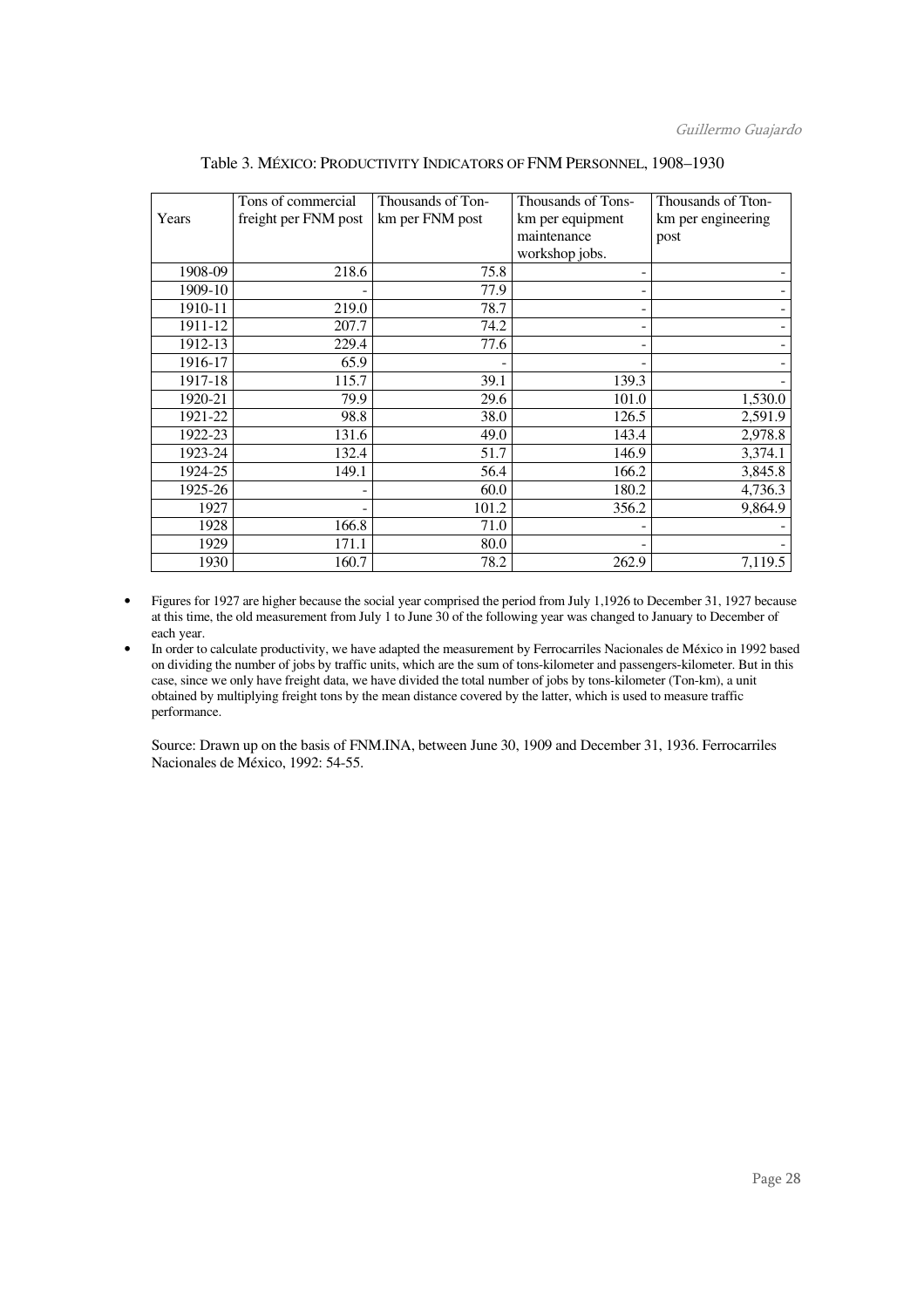Table 3. MÉXICO: PRODUCTIVITY INDICATORS OF FNM PERSONNEL, 1908–1930

| Years | Tons of commercial freight per FNM post | Thousands of Ton-km per FNM post | Thousands of Tons-km per equipment maintenance workshop jobs. | Thousands of Tton-km per engineering post |
|---|---|---|---|---|
| 1908-09 | 218.6 | 75.8 | - | - |
| 1909-10 | - | 77.9 | - | - |
| 1910-11 | 219.0 | 78.7 | - | - |
| 1911-12 | 207.7 | 74.2 | - | - |
| 1912-13 | 229.4 | 77.6 | - | - |
| 1916-17 | 65.9 | - | - | - |
| 1917-18 | 115.7 | 39.1 | 139.3 | - |
| 1920-21 | 79.9 | 29.6 | 101.0 | 1,530.0 |
| 1921-22 | 98.8 | 38.0 | 126.5 | 2,591.9 |
| 1922-23 | 131.6 | 49.0 | 143.4 | 2,978.8 |
| 1923-24 | 132.4 | 51.7 | 146.9 | 3,374.1 |
| 1924-25 | 149.1 | 56.4 | 166.2 | 3,845.8 |
| 1925-26 | - | 60.0 | 180.2 | 4,736.3 |
| 1927 | - | 101.2 | 356.2 | 9,864.9 |
| 1928 | 166.8 | 71.0 | - | - |
| 1929 | 171.1 | 80.0 | - | - |
| 1930 | 160.7 | 78.2 | 262.9 | 7,119.5 |

- Figures for 1927 are higher because the social year comprised the period from July 1,1926 to December 31, 1927 because at this time, the old measurement from July 1 to June 30 of the following year was changed to January to December of each year.
- In order to calculate productivity, we have adapted the measurement by Ferrocarriles Nacionales de México in 1992 based on dividing the number of jobs by traffic units, which are the sum of tons-kilometer and passengers-kilometer. But in this case, since we only have freight data, we have divided the total number of jobs by tons-kilometer (Ton-km), a unit obtained by multiplying freight tons by the mean distance covered by the latter, which is used to measure traffic performance.

Source: Drawn up on the basis of FNM.INA, between June 30, 1909 and December 31, 1936. Ferrocarriles Nacionales de México, 1992: 54-55.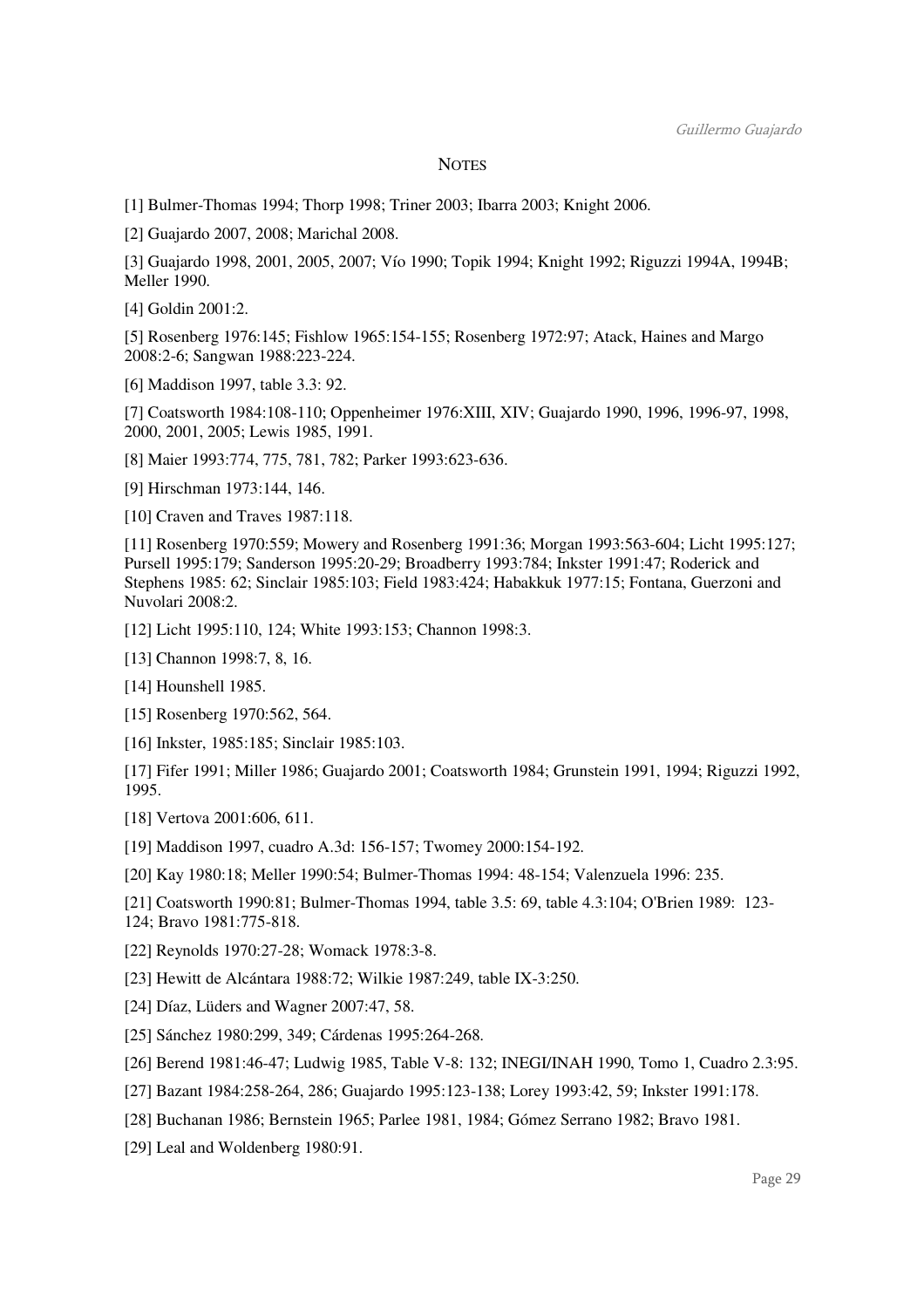## NOTES

[1] Bulmer-Thomas 1994; Thorp 1998; Triner 2003; Ibarra 2003; Knight 2006.

[2] Guajardo 2007, 2008; Marichal 2008.

[3] Guajardo 1998, 2001, 2005, 2007; Vío 1990; Topik 1994; Knight 1992; Riguzzi 1994A, 1994B; Meller 1990.

[4] Goldin 2001:2.

[5] Rosenberg 1976:145; Fishlow 1965:154-155; Rosenberg 1972:97; Atack, Haines and Margo 2008:2-6; Sangwan 1988:223-224.

[6] Maddison 1997, table 3.3: 92.

[7] Coatsworth 1984:108-110; Oppenheimer 1976:XIII, XIV; Guajardo 1990, 1996, 1996-97, 1998, 2000, 2001, 2005; Lewis 1985, 1991.

[8] Maier 1993:774, 775, 781, 782; Parker 1993:623-636.

[9] Hirschman 1973:144, 146.

[10] Craven and Traves 1987:118.

[11] Rosenberg 1970:559; Mowery and Rosenberg 1991:36; Morgan 1993:563-604; Licht 1995:127; Pursell 1995:179; Sanderson 1995:20-29; Broadberry 1993:784; Inkster 1991:47; Roderick and Stephens 1985: 62; Sinclair 1985:103; Field 1983:424; Habakkuk 1977:15; Fontana, Guerzoni and Nuvolari 2008:2.

[12] Licht 1995:110, 124; White 1993:153; Channon 1998:3.

[13] Channon 1998:7, 8, 16.

[14] Hounshell 1985.

[15] Rosenberg 1970:562, 564.

[16] Inkster, 1985:185; Sinclair 1985:103.

[17] Fifer 1991; Miller 1986; Guajardo 2001; Coatsworth 1984; Grunstein 1991, 1994; Riguzzi 1992, 1995.

[18] Vertova 2001:606, 611.

[19] Maddison 1997, cuadro A.3d: 156-157; Twomey 2000:154-192.

[20] Kay 1980:18; Meller 1990:54; Bulmer-Thomas 1994: 48-154; Valenzuela 1996: 235.

[21] Coatsworth 1990:81; Bulmer-Thomas 1994, table 3.5: 69, table 4.3:104; O'Brien 1989: 123-124; Bravo 1981:775-818.

[22] Reynolds 1970:27-28; Womack 1978:3-8.

[23] Hewitt de Alcántara 1988:72; Wilkie 1987:249, table IX-3:250.

[24] Díaz, Lüders and Wagner 2007:47, 58.

[25] Sánchez 1980:299, 349; Cárdenas 1995:264-268.

[26] Berend 1981:46-47; Ludwig 1985, Table V-8: 132; INEGI/INAH 1990, Tomo 1, Cuadro 2.3:95.

[27] Bazant 1984:258-264, 286; Guajardo 1995:123-138; Lorey 1993:42, 59; Inkster 1991:178.

[28] Buchanan 1986; Bernstein 1965; Parlee 1981, 1984; Gómez Serrano 1982; Bravo 1981.

[29] Leal and Woldenberg 1980:91.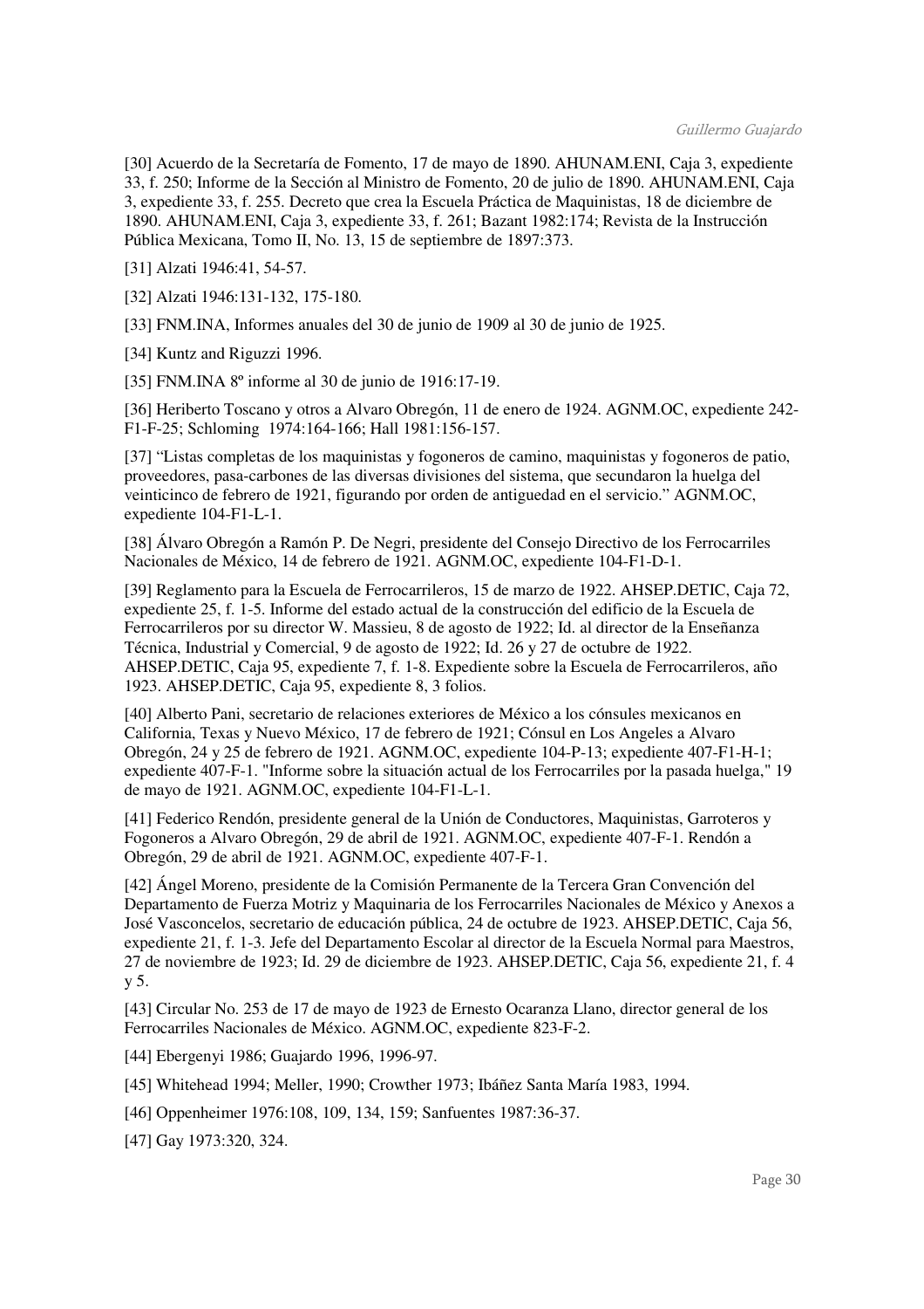[30] Acuerdo de la Secretaría de Fomento, 17 de mayo de 1890. AHUNAM.ENI, Caja 3, expediente 33, f. 250; Informe de la Sección al Ministro de Fomento, 20 de julio de 1890. AHUNAM.ENI, Caja 3, expediente 33, f. 255. Decreto que crea la Escuela Práctica de Maquinistas, 18 de diciembre de 1890. AHUNAM.ENI, Caja 3, expediente 33, f. 261; Bazant 1982:174; Revista de la Instrucción Pública Mexicana, Tomo II, No. 13, 15 de septiembre de 1897:373.

[31] Alzati 1946:41, 54-57.

[32] Alzati 1946:131-132, 175-180.

[33] FNM.INA, Informes anuales del 30 de junio de 1909 al 30 de junio de 1925.

[34] Kuntz and Riguzzi 1996.

[35] FNM.INA 8º informe al 30 de junio de 1916:17-19.

[36] Heriberto Toscano y otros a Alvaro Obregón, 11 de enero de 1924. AGNM.OC, expediente 242-F1-F-25; Schloming 1974:164-166; Hall 1981:156-157.

[37] "Listas completas de los maquinistas y fogoneros de camino, maquinistas y fogoneros de patio, proveedores, pasa-carbones de las diversas divisiones del sistema, que secundaron la huelga del veinticinco de febrero de 1921, figurando por orden de antiguedad en el servicio." AGNM.OC, expediente 104-F1-L-1.

[38] Álvaro Obregón a Ramón P. De Negri, presidente del Consejo Directivo de los Ferrocarriles Nacionales de México, 14 de febrero de 1921. AGNM.OC, expediente 104-F1-D-1.

[39] Reglamento para la Escuela de Ferrocarrileros, 15 de marzo de 1922. AHSEP.DETIC, Caja 72, expediente 25, f. 1-5. Informe del estado actual de la construcción del edificio de la Escuela de Ferrocarrileros por su director W. Massieu, 8 de agosto de 1922; Id. al director de la Enseñanza Técnica, Industrial y Comercial, 9 de agosto de 1922; Id. 26 y 27 de octubre de 1922. AHSEP.DETIC, Caja 95, expediente 7, f. 1-8. Expediente sobre la Escuela de Ferrocarrileros, año 1923. AHSEP.DETIC, Caja 95, expediente 8, 3 folios.

[40] Alberto Pani, secretario de relaciones exteriores de México a los cónsules mexicanos en California, Texas y Nuevo México, 17 de febrero de 1921; Cónsul en Los Angeles a Alvaro Obregón, 24 y 25 de febrero de 1921. AGNM.OC, expediente 104-P-13; expediente 407-F1-H-1; expediente 407-F-1. "Informe sobre la situación actual de los Ferrocarriles por la pasada huelga," 19 de mayo de 1921. AGNM.OC, expediente 104-F1-L-1.

[41] Federico Rendón, presidente general de la Unión de Conductores, Maquinistas, Garroteros y Fogoneros a Alvaro Obregón, 29 de abril de 1921. AGNM.OC, expediente 407-F-1. Rendón a Obregón, 29 de abril de 1921. AGNM.OC, expediente 407-F-1.

[42] Ángel Moreno, presidente de la Comisión Permanente de la Tercera Gran Convención del Departamento de Fuerza Motriz y Maquinaria de los Ferrocarriles Nacionales de México y Anexos a José Vasconcelos, secretario de educación pública, 24 de octubre de 1923. AHSEP.DETIC, Caja 56, expediente 21, f. 1-3. Jefe del Departamento Escolar al director de la Escuela Normal para Maestros, 27 de noviembre de 1923; Id. 29 de diciembre de 1923. AHSEP.DETIC, Caja 56, expediente 21, f. 4 y 5.

[43] Circular No. 253 de 17 de mayo de 1923 de Ernesto Ocaranza Llano, director general de los Ferrocarriles Nacionales de México. AGNM.OC, expediente 823-F-2.

[44] Ebergenyi 1986; Guajardo 1996, 1996-97.

[45] Whitehead 1994; Meller, 1990; Crowther 1973; Ibáñez Santa María 1983, 1994.

[46] Oppenheimer 1976:108, 109, 134, 159; Sanfuentes 1987:36-37.

[47] Gay 1973:320, 324.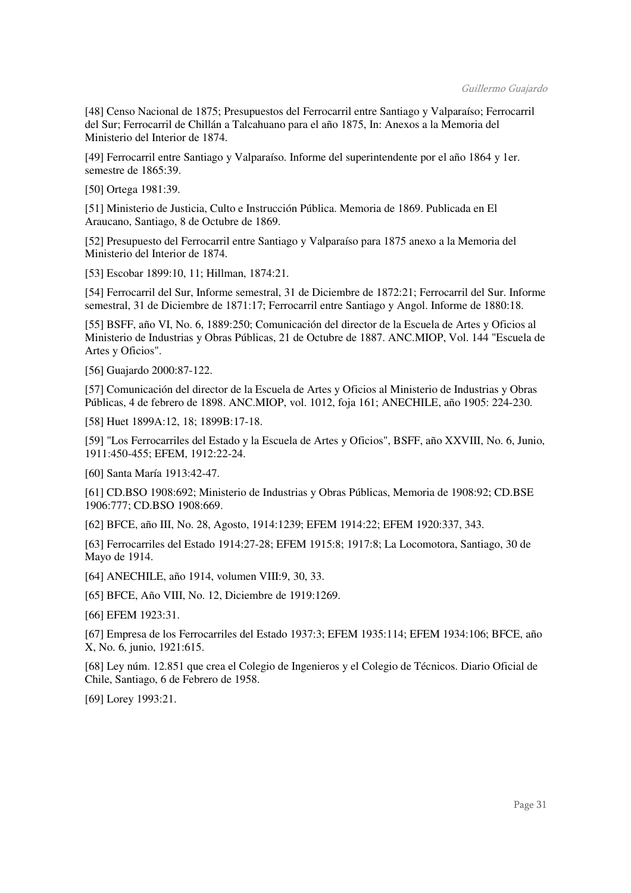[48] Censo Nacional de 1875; Presupuestos del Ferrocarril entre Santiago y Valparaíso; Ferrocarril del Sur; Ferrocarril de Chillán a Talcahuano para el año 1875, In: Anexos a la Memoria del Ministerio del Interior de 1874.

[49] Ferrocarril entre Santiago y Valparaíso. Informe del superintendente por el año 1864 y 1er. semestre de 1865:39.

[50] Ortega 1981:39.

[51] Ministerio de Justicia, Culto e Instrucción Pública. Memoria de 1869. Publicada en El Araucano, Santiago, 8 de Octubre de 1869.

[52] Presupuesto del Ferrocarril entre Santiago y Valparaíso para 1875 anexo a la Memoria del Ministerio del Interior de 1874.

[53] Escobar 1899:10, 11; Hillman, 1874:21.

[54] Ferrocarril del Sur, Informe semestral, 31 de Diciembre de 1872:21; Ferrocarril del Sur. Informe semestral, 31 de Diciembre de 1871:17; Ferrocarril entre Santiago y Angol. Informe de 1880:18.

[55] BSFF, año VI, No. 6, 1889:250; Comunicación del director de la Escuela de Artes y Oficios al Ministerio de Industrias y Obras Públicas, 21 de Octubre de 1887. ANC.MIOP, Vol. 144 "Escuela de Artes y Oficios".

[56] Guajardo 2000:87-122.

[57] Comunicación del director de la Escuela de Artes y Oficios al Ministerio de Industrias y Obras Públicas, 4 de febrero de 1898. ANC.MIOP, vol. 1012, foja 161; ANECHILE, año 1905: 224-230.

[58] Huet 1899A:12, 18; 1899B:17-18.

[59] "Los Ferrocarriles del Estado y la Escuela de Artes y Oficios", BSFF, año XXVIII, No. 6, Junio, 1911:450-455; EFEM, 1912:22-24.

[60] Santa María 1913:42-47.

[61] CD.BSO 1908:692; Ministerio de Industrias y Obras Públicas, Memoria de 1908:92; CD.BSE 1906:777; CD.BSO 1908:669.

[62] BFCE, año III, No. 28, Agosto, 1914:1239; EFEM 1914:22; EFEM 1920:337, 343.

[63] Ferrocarriles del Estado 1914:27-28; EFEM 1915:8; 1917:8; La Locomotora, Santiago, 30 de Mayo de 1914.

[64] ANECHILE, año 1914, volumen VIII:9, 30, 33.

[65] BFCE, Año VIII, No. 12, Diciembre de 1919:1269.

[66] EFEM 1923:31.

[67] Empresa de los Ferrocarriles del Estado 1937:3; EFEM 1935:114; EFEM 1934:106; BFCE, año X, No. 6, junio, 1921:615.

[68] Ley núm. 12.851 que crea el Colegio de Ingenieros y el Colegio de Técnicos. Diario Oficial de Chile, Santiago, 6 de Febrero de 1958.

[69] Lorey 1993:21.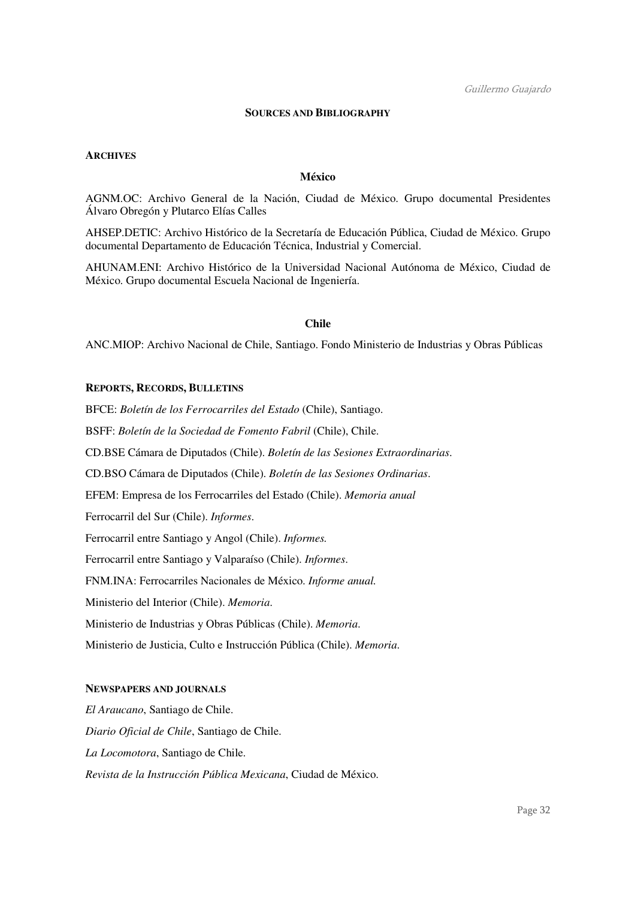## SOURCES AND BIBLIOGRAPHY

### ARCHIVES

#### México

AGNM.OC: Archivo General de la Nación, Ciudad de México. Grupo documental Presidentes Álvaro Obregón y Plutarco Elías Calles

AHSEP.DETIC: Archivo Histórico de la Secretaría de Educación Pública, Ciudad de México. Grupo documental Departamento de Educación Técnica, Industrial y Comercial.

AHUNAM.ENI: Archivo Histórico de la Universidad Nacional Autónoma de México, Ciudad de México. Grupo documental Escuela Nacional de Ingeniería.

#### Chile

ANC.MIOP: Archivo Nacional de Chile, Santiago. Fondo Ministerio de Industrias y Obras Públicas

### REPORTS, RECORDS, BULLETINS

BFCE: *Boletín de los Ferrocarriles del Estado* (Chile), Santiago.

BSFF: *Boletín de la Sociedad de Fomento Fabril* (Chile), Chile.

CD.BSE Cámara de Diputados (Chile). *Boletín de las Sesiones Extraordinarias*.

CD.BSO Cámara de Diputados (Chile). *Boletín de las Sesiones Ordinarias*.

EFEM: Empresa de los Ferrocarriles del Estado (Chile). *Memoria anual*

Ferrocarril del Sur (Chile). *Informes*.

Ferrocarril entre Santiago y Angol (Chile). *Informes.*

Ferrocarril entre Santiago y Valparaíso (Chile). *Informes*.

FNM.INA: Ferrocarriles Nacionales de México. *Informe anual.*

Ministerio del Interior (Chile). *Memoria*.

Ministerio de Industrias y Obras Públicas (Chile). *Memoria*.

Ministerio de Justicia, Culto e Instrucción Pública (Chile). *Memoria*.

### NEWSPAPERS AND JOURNALS

*El Araucano*, Santiago de Chile.

*Diario Oficial de Chile*, Santiago de Chile.

*La Locomotora*, Santiago de Chile.

*Revista de la Instrucción Pública Mexicana*, Ciudad de México.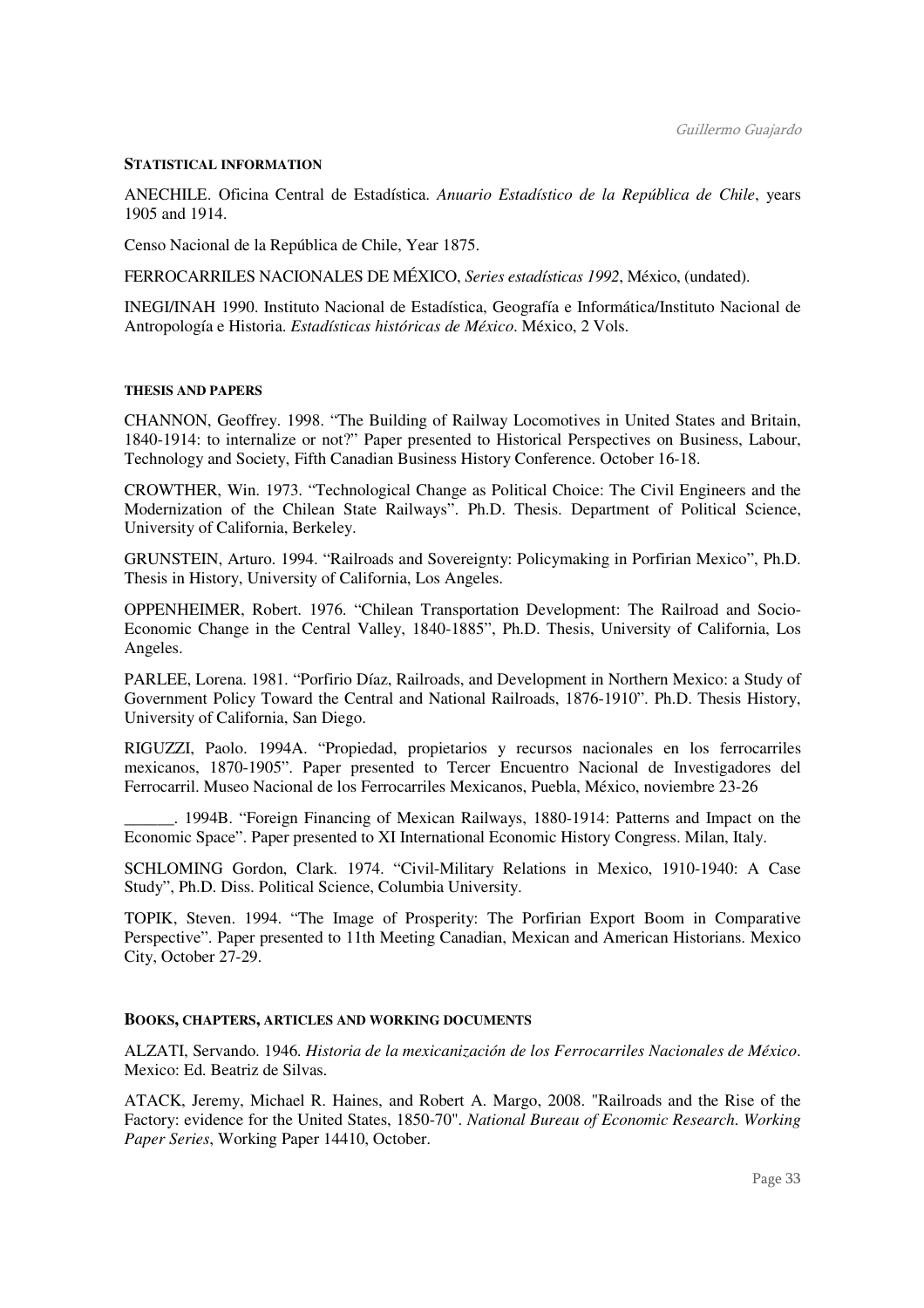### STATISTICAL INFORMATION

ANECHILE. Oficina Central de Estadística. *Anuario Estadístico de la República de Chile*, years 1905 and 1914.

Censo Nacional de la República de Chile, Year 1875.

FERROCARRILES NACIONALES DE MÉXICO, *Series estadísticas 1992*, México, (undated).

INEGI/INAH 1990. Instituto Nacional de Estadística, Geografía e Informática/Instituto Nacional de Antropología e Historia. *Estadísticas históricas de México*. México, 2 Vols.

### THESIS AND PAPERS

CHANNON, Geoffrey. 1998. "The Building of Railway Locomotives in United States and Britain, 1840-1914: to internalize or not?" Paper presented to Historical Perspectives on Business, Labour, Technology and Society, Fifth Canadian Business History Conference. October 16-18.

CROWTHER, Win. 1973. "Technological Change as Political Choice: The Civil Engineers and the Modernization of the Chilean State Railways". Ph.D. Thesis. Department of Political Science, University of California, Berkeley.

GRUNSTEIN, Arturo. 1994. "Railroads and Sovereignty: Policymaking in Porfirian Mexico", Ph.D. Thesis in History, University of California, Los Angeles.

OPPENHEIMER, Robert. 1976. "Chilean Transportation Development: The Railroad and Socio-Economic Change in the Central Valley, 1840-1885", Ph.D. Thesis, University of California, Los Angeles.

PARLEE, Lorena. 1981. "Porfirio Díaz, Railroads, and Development in Northern Mexico: a Study of Government Policy Toward the Central and National Railroads, 1876-1910". Ph.D. Thesis History, University of California, San Diego.

RIGUZZI, Paolo. 1994A. "Propiedad, propietarios y recursos nacionales en los ferrocarriles mexicanos, 1870-1905". Paper presented to Tercer Encuentro Nacional de Investigadores del Ferrocarril. Museo Nacional de los Ferrocarriles Mexicanos, Puebla, México, noviembre 23-26

______. 1994B. "Foreign Financing of Mexican Railways, 1880-1914: Patterns and Impact on the Economic Space". Paper presented to XI International Economic History Congress. Milan, Italy.

SCHLOMING Gordon, Clark. 1974. "Civil-Military Relations in Mexico, 1910-1940: A Case Study", Ph.D. Diss. Political Science, Columbia University.

TOPIK, Steven. 1994. "The Image of Prosperity: The Porfirian Export Boom in Comparative Perspective". Paper presented to 11th Meeting Canadian, Mexican and American Historians. Mexico City, October 27-29.

### BOOKS, CHAPTERS, ARTICLES AND WORKING DOCUMENTS

ALZATI, Servando. 1946. *Historia de la mexicanización de los Ferrocarriles Nacionales de México*. Mexico: Ed. Beatriz de Silvas.

ATACK, Jeremy, Michael R. Haines, and Robert A. Margo, 2008. "Railroads and the Rise of the Factory: evidence for the United States, 1850-70". *National Bureau of Economic Research. Working Paper Series*, Working Paper 14410, October.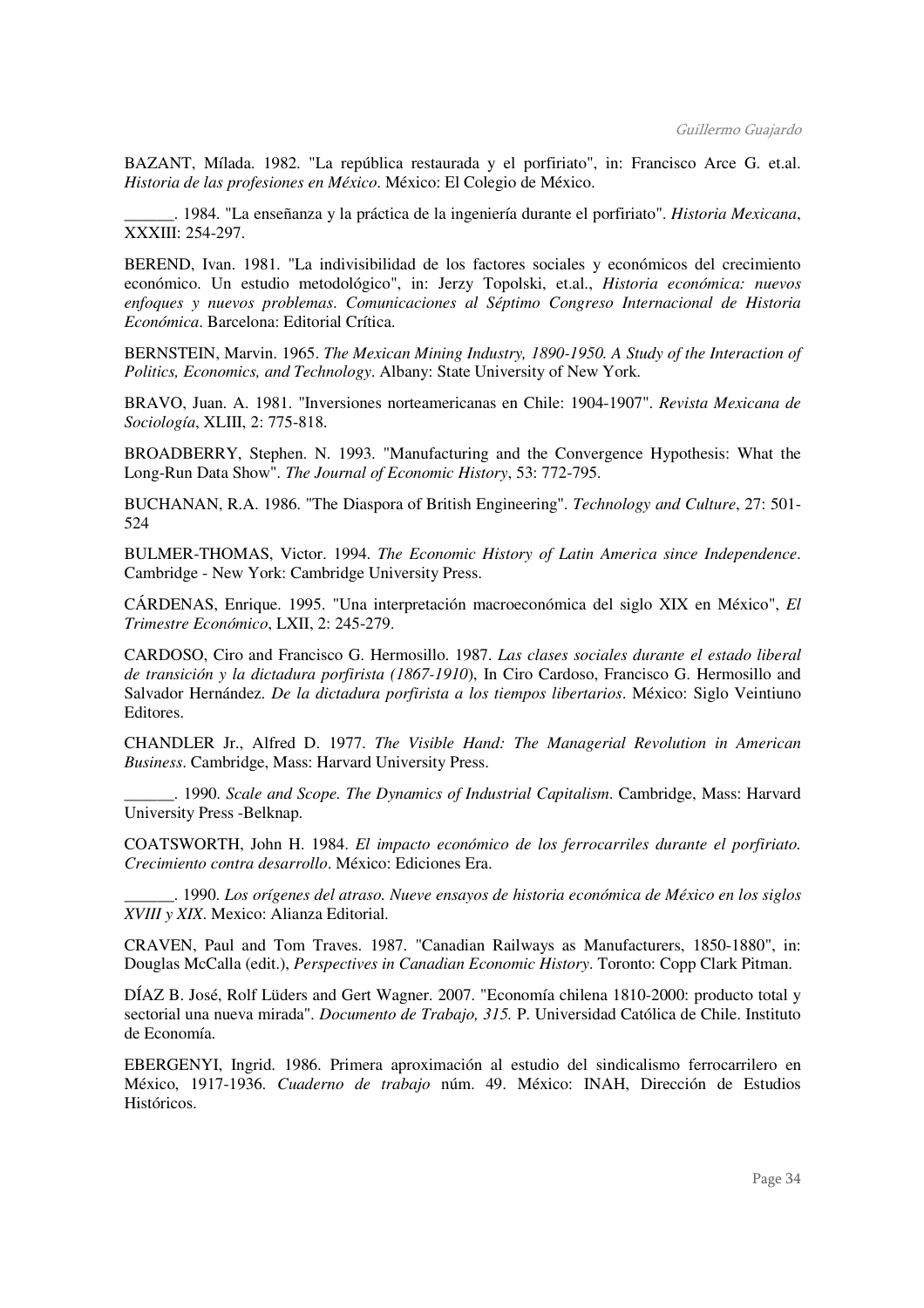BAZANT, Mílada. 1982. "La república restaurada y el porfiriato", in: Francisco Arce G. et.al. *Historia de las profesiones en México*. México: El Colegio de México.

______. 1984. "La enseñanza y la práctica de la ingeniería durante el porfiriato". *Historia Mexicana*, XXXIII: 254-297.

BEREND, Ivan. 1981. "La indivisibilidad de los factores sociales y económicos del crecimiento económico. Un estudio metodológico", in: Jerzy Topolski, et.al., *Historia económica: nuevos enfoques y nuevos problemas. Comunicaciones al Séptimo Congreso Internacional de Historia Económica*. Barcelona: Editorial Crítica.

BERNSTEIN, Marvin. 1965. *The Mexican Mining Industry, 1890-1950. A Study of the Interaction of Politics, Economics, and Technology*. Albany: State University of New York.

BRAVO, Juan. A. 1981. "Inversiones norteamericanas en Chile: 1904-1907". *Revista Mexicana de Sociología*, XLIII, 2: 775-818.

BROADBERRY, Stephen. N. 1993. "Manufacturing and the Convergence Hypothesis: What the Long-Run Data Show". *The Journal of Economic History*, 53: 772-795.

BUCHANAN, R.A. 1986. "The Diaspora of British Engineering". *Technology and Culture*, 27: 501-524

BULMER-THOMAS, Victor. 1994. *The Economic History of Latin America since Independence*. Cambridge - New York: Cambridge University Press.

CÁRDENAS, Enrique. 1995. "Una interpretación macroeconómica del siglo XIX en México", *El Trimestre Económico*, LXII, 2: 245-279.

CARDOSO, Ciro and Francisco G. Hermosillo. 1987. *Las clases sociales durante el estado liberal de transición y la dictadura porfirista (1867-1910)*, In Ciro Cardoso, Francisco G. Hermosillo and Salvador Hernández. *De la dictadura porfirista a los tiempos libertarios*. México: Siglo Veintiuno Editores.

CHANDLER Jr., Alfred D. 1977. *The Visible Hand: The Managerial Revolution in American Business*. Cambridge, Mass: Harvard University Press.

______. 1990. *Scale and Scope. The Dynamics of Industrial Capitalism*. Cambridge, Mass: Harvard University Press -Belknap.

COATSWORTH, John H. 1984. *El impacto económico de los ferrocarriles durante el porfiriato. Crecimiento contra desarrollo*. México: Ediciones Era.

______. 1990. *Los orígenes del atraso. Nueve ensayos de historia económica de México en los siglos XVIII y XIX*. Mexico: Alianza Editorial.

CRAVEN, Paul and Tom Traves. 1987. "Canadian Railways as Manufacturers, 1850-1880", in: Douglas McCalla (edit.), *Perspectives in Canadian Economic History*. Toronto: Copp Clark Pitman.

DÍAZ B. José, Rolf Lüders and Gert Wagner. 2007. "Economía chilena 1810-2000: producto total y sectorial una nueva mirada". *Documento de Trabajo, 315.* P. Universidad Católica de Chile. Instituto de Economía.

EBERGENYI, Ingrid. 1986. Primera aproximación al estudio del sindicalismo ferrocarrilero en México, 1917-1936. *Cuaderno de trabajo* núm. 49. México: INAH, Dirección de Estudios Históricos.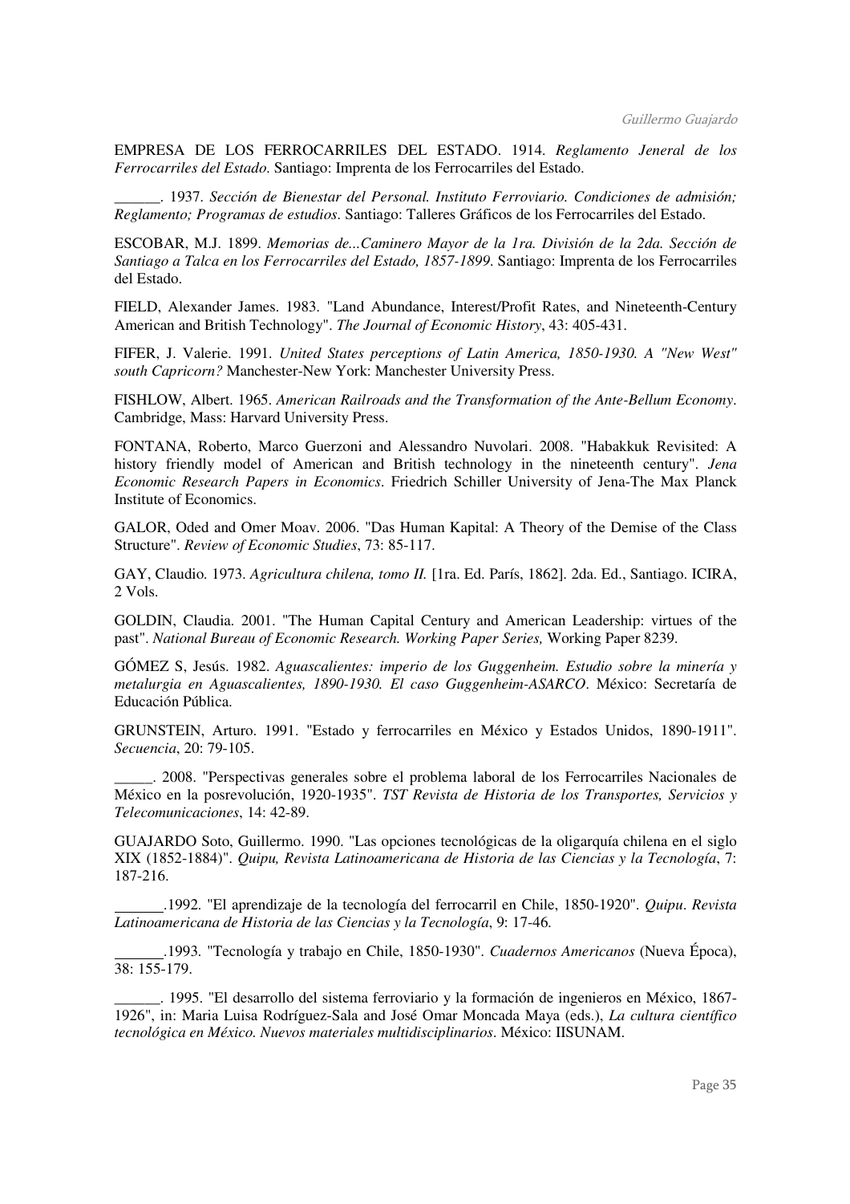EMPRESA DE LOS FERROCARRILES DEL ESTADO. 1914. *Reglamento Jeneral de los Ferrocarriles del Estado*. Santiago: Imprenta de los Ferrocarriles del Estado.

______. 1937. *Sección de Bienestar del Personal. Instituto Ferroviario. Condiciones de admisión; Reglamento; Programas de estudios*. Santiago: Talleres Gráficos de los Ferrocarriles del Estado.

ESCOBAR, M.J. 1899. *Memorias de...Caminero Mayor de la 1ra. División de la 2da. Sección de Santiago a Talca en los Ferrocarriles del Estado, 1857-1899*. Santiago: Imprenta de los Ferrocarriles del Estado.

FIELD, Alexander James. 1983. "Land Abundance, Interest/Profit Rates, and Nineteenth-Century American and British Technology". *The Journal of Economic History*, 43: 405-431.

FIFER, J. Valerie. 1991. *United States perceptions of Latin America, 1850-1930. A "New West" south Capricorn?* Manchester-New York: Manchester University Press.

FISHLOW, Albert. 1965. *American Railroads and the Transformation of the Ante-Bellum Economy*. Cambridge, Mass: Harvard University Press.

FONTANA, Roberto, Marco Guerzoni and Alessandro Nuvolari. 2008. "Habakkuk Revisited: A history friendly model of American and British technology in the nineteenth century". *Jena Economic Research Papers in Economics*. Friedrich Schiller University of Jena-The Max Planck Institute of Economics.

GALOR, Oded and Omer Moav. 2006. "Das Human Kapital: A Theory of the Demise of the Class Structure". *Review of Economic Studies*, 73: 85-117.

GAY, Claudio. 1973. *Agricultura chilena, tomo II.* [1ra. Ed. París, 1862]. 2da. Ed., Santiago. ICIRA, 2 Vols.

GOLDIN, Claudia. 2001. "The Human Capital Century and American Leadership: virtues of the past". *National Bureau of Economic Research. Working Paper Series,* Working Paper 8239.

GÓMEZ S, Jesús. 1982. *Aguascalientes: imperio de los Guggenheim. Estudio sobre la minería y metalurgia en Aguascalientes, 1890-1930. El caso Guggenheim-ASARCO*. México: Secretaría de Educación Pública.

GRUNSTEIN, Arturo. 1991. "Estado y ferrocarriles en México y Estados Unidos, 1890-1911". *Secuencia*, 20: 79-105.

_____. 2008. "Perspectivas generales sobre el problema laboral de los Ferrocarriles Nacionales de México en la posrevolución, 1920-1935". *TST Revista de Historia de los Transportes, Servicios y Telecomunicaciones*, 14: 42-89.

GUAJARDO Soto, Guillermo. 1990. "Las opciones tecnológicas de la oligarquía chilena en el siglo XIX (1852-1884)". *Quipu, Revista Latinoamericana de Historia de las Ciencias y la Tecnología*, 7: 187-216.

______.1992. "El aprendizaje de la tecnología del ferrocarril en Chile, 1850-1920". *Quipu*. *Revista Latinoamericana de Historia de las Ciencias y la Tecnología*, 9: 17-46.

______.1993. "Tecnología y trabajo en Chile, 1850-1930". *Cuadernos Americanos* (Nueva Época), 38: 155-179.

______. 1995. "El desarrollo del sistema ferroviario y la formación de ingenieros en México, 1867-1926", in: Maria Luisa Rodríguez-Sala and José Omar Moncada Maya (eds.), *La cultura científico tecnológica en México. Nuevos materiales multidisciplinarios*. México: IISUNAM.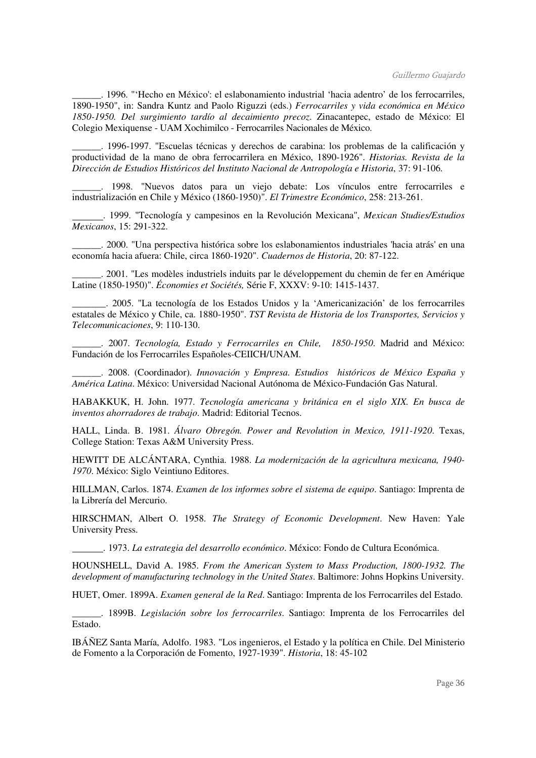______. 1996. "'Hecho en México': el eslabonamiento industrial 'hacia adentro' de los ferrocarriles, 1890-1950", in: Sandra Kuntz and Paolo Riguzzi (eds.) *Ferrocarriles y vida económica en México 1850-1950. Del surgimiento tardío al decaimiento precoz*. Zinacantepec, estado de México: El Colegio Mexiquense - UAM Xochimilco - Ferrocarriles Nacionales de México.

______. 1996-1997. "Escuelas técnicas y derechos de carabina: los problemas de la calificación y productividad de la mano de obra ferrocarrilera en México, 1890-1926". *Historias. Revista de la Dirección de Estudios Históricos del Instituto Nacional de Antropología e Historia*, 37: 91-106.

______. 1998. "Nuevos datos para un viejo debate: Los vínculos entre ferrocarriles e industrialización en Chile y México (1860-1950)". *El Trimestre Económico*, 258: 213-261.

______. 1999. "Tecnología y campesinos en la Revolución Mexicana", *Mexican Studies/Estudios Mexicanos*, 15: 291-322.

______. 2000. "Una perspectiva histórica sobre los eslabonamientos industriales 'hacia atrás' en una economía hacia afuera: Chile, circa 1860-1920". *Cuadernos de Historia*, 20: 87-122.

______. 2001. "Les modèles industriels induits par le développement du chemin de fer en Amérique Latine (1850-1950)". *Économies et Sociétés,* Série F, XXXV: 9-10: 1415-1437.

______. 2005. "La tecnología de los Estados Unidos y la 'Americanización' de los ferrocarriles estatales de México y Chile, ca. 1880-1950". *TST Revista de Historia de los Transportes, Servicios y Telecomunicaciones*, 9: 110-130.

______. 2007. *Tecnología, Estado y Ferrocarriles en Chile, 1850-1950*. Madrid and México: Fundación de los Ferrocarriles Españoles-CEIICH/UNAM.

______. 2008. (Coordinador). *Innovación y Empresa. Estudios históricos de México España y América Latina*. México: Universidad Nacional Autónoma de México-Fundación Gas Natural.

HABAKKUK, H. John. 1977. *Tecnología americana y británica en el siglo XIX. En busca de inventos ahorradores de trabajo*. Madrid: Editorial Tecnos.

HALL, Linda. B. 1981. *Álvaro Obregón. Power and Revolution in Mexico, 1911-1920*. Texas, College Station: Texas A&M University Press.

HEWITT DE ALCÁNTARA, Cynthia. 1988. *La modernización de la agricultura mexicana, 1940-1970*. México: Siglo Veintiuno Editores.

HILLMAN, Carlos. 1874. *Examen de los informes sobre el sistema de equipo*. Santiago: Imprenta de la Librería del Mercurio.

HIRSCHMAN, Albert O. 1958. *The Strategy of Economic Development*. New Haven: Yale University Press.

______. 1973. *La estrategia del desarrollo económico*. México: Fondo de Cultura Económica.

HOUNSHELL, David A. 1985. *From the American System to Mass Production, 1800-1932. The development of manufacturing technology in the United States*. Baltimore: Johns Hopkins University.

HUET, Omer. 1899A. *Examen general de la Red*. Santiago: Imprenta de los Ferrocarriles del Estado.

______. 1899B. *Legislación sobre los ferrocarriles*. Santiago: Imprenta de los Ferrocarriles del Estado.

IBÁÑEZ Santa María, Adolfo. 1983. "Los ingenieros, el Estado y la política en Chile. Del Ministerio de Fomento a la Corporación de Fomento, 1927-1939". *Historia*, 18: 45-102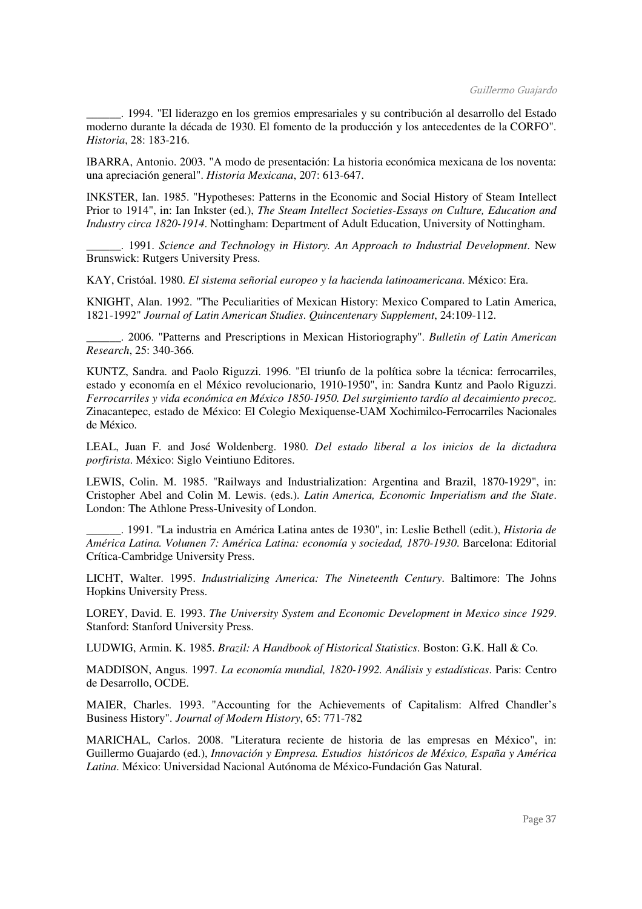______. 1994. "El liderazgo en los gremios empresariales y su contribución al desarrollo del Estado moderno durante la década de 1930. El fomento de la producción y los antecedentes de la CORFO". *Historia*, 28: 183-216.

IBARRA, Antonio. 2003. "A modo de presentación: La historia económica mexicana de los noventa: una apreciación general". *Historia Mexicana*, 207: 613-647.

INKSTER, Ian. 1985. "Hypotheses: Patterns in the Economic and Social History of Steam Intellect Prior to 1914", in: Ian Inkster (ed.), *The Steam Intellect Societies-Essays on Culture, Education and Industry circa 1820-1914*. Nottingham: Department of Adult Education, University of Nottingham.

______. 1991. *Science and Technology in History. An Approach to Industrial Development*. New Brunswick: Rutgers University Press.

KAY, Cristóal. 1980. *El sistema señorial europeo y la hacienda latinoamericana*. México: Era.

KNIGHT, Alan. 1992. "The Peculiarities of Mexican History: Mexico Compared to Latin America, 1821-1992" *Journal of Latin American Studies*. *Quincentenary Supplement*, 24:109-112.

______. 2006. "Patterns and Prescriptions in Mexican Historiography". *Bulletin of Latin American Research*, 25: 340-366.

KUNTZ, Sandra. and Paolo Riguzzi. 1996. "El triunfo de la política sobre la técnica: ferrocarriles, estado y economía en el México revolucionario, 1910-1950", in: Sandra Kuntz and Paolo Riguzzi. *Ferrocarriles y vida económica en México 1850-1950. Del surgimiento tardío al decaimiento precoz*. Zinacantepec, estado de México: El Colegio Mexiquense-UAM Xochimilco-Ferrocarriles Nacionales de México.

LEAL, Juan F. and José Woldenberg. 1980. *Del estado liberal a los inicios de la dictadura porfirista*. México: Siglo Veintiuno Editores.

LEWIS, Colin. M. 1985. "Railways and Industrialization: Argentina and Brazil, 1870-1929", in: Cristopher Abel and Colin M. Lewis. (eds.). *Latin America, Economic Imperialism and the State*. London: The Athlone Press-Univesity of London.

______. 1991. "La industria en América Latina antes de 1930", in: Leslie Bethell (edit.), *Historia de América Latina. Volumen 7: América Latina: economía y sociedad, 1870-1930*. Barcelona: Editorial Crítica-Cambridge University Press.

LICHT, Walter. 1995. *Industrializing America: The Nineteenth Century*. Baltimore: The Johns Hopkins University Press.

LOREY, David. E. 1993. *The University System and Economic Development in Mexico since 1929*. Stanford: Stanford University Press.

LUDWIG, Armin. K. 1985. *Brazil: A Handbook of Historical Statistics*. Boston: G.K. Hall & Co.

MADDISON, Angus. 1997. *La economía mundial, 1820-1992. Análisis y estadísticas*. Paris: Centro de Desarrollo, OCDE.

MAIER, Charles. 1993. "Accounting for the Achievements of Capitalism: Alfred Chandler's Business History". *Journal of Modern History*, 65: 771-782

MARICHAL, Carlos. 2008. "Literatura reciente de historia de las empresas en México", in: Guillermo Guajardo (ed.), *Innovación y Empresa. Estudios históricos de México, España y América Latina*. México: Universidad Nacional Autónoma de México-Fundación Gas Natural.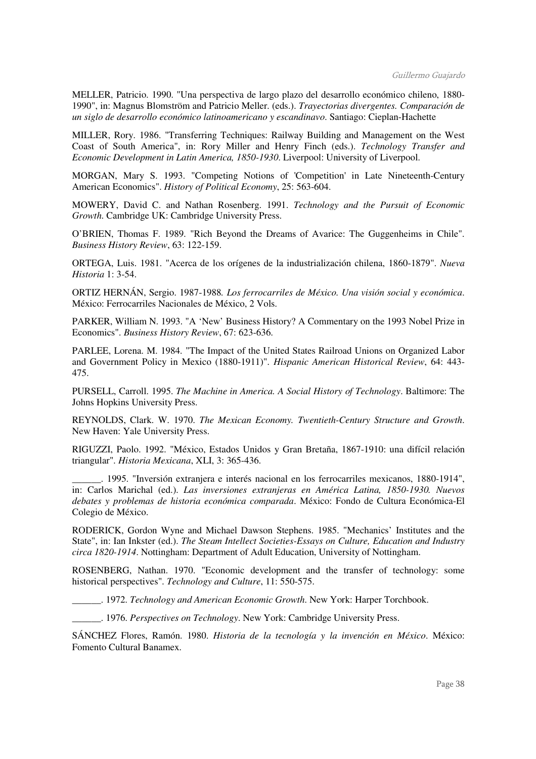MELLER, Patricio. 1990. "Una perspectiva de largo plazo del desarrollo económico chileno, 1880-1990", in: Magnus Blomström and Patricio Meller. (eds.). *Trayectorias divergentes. Comparación de un siglo de desarrollo económico latinoamericano y escandinavo*. Santiago: Cieplan-Hachette

MILLER, Rory. 1986. "Transferring Techniques: Railway Building and Management on the West Coast of South America", in: Rory Miller and Henry Finch (eds.). *Technology Transfer and Economic Development in Latin America, 1850-1930*. Liverpool: University of Liverpool.

MORGAN, Mary S. 1993. "Competing Notions of 'Competition' in Late Nineteenth-Century American Economics". *History of Political Economy*, 25: 563-604.

MOWERY, David C. and Nathan Rosenberg. 1991. *Technology and the Pursuit of Economic Growth*. Cambridge UK: Cambridge University Press.

O'BRIEN, Thomas F. 1989. "Rich Beyond the Dreams of Avarice: The Guggenheims in Chile". *Business History Review*, 63: 122-159.

ORTEGA, Luis. 1981. "Acerca de los orígenes de la industrialización chilena, 1860-1879". *Nueva Historia* 1: 3-54.

ORTIZ HERNÁN, Sergio. 1987-1988. *Los ferrocarriles de México. Una visión social y económica*. México: Ferrocarriles Nacionales de México, 2 Vols.

PARKER, William N. 1993. "A 'New' Business History? A Commentary on the 1993 Nobel Prize in Economics". *Business History Review*, 67: 623-636.

PARLEE, Lorena. M. 1984. "The Impact of the United States Railroad Unions on Organized Labor and Government Policy in Mexico (1880-1911)". *Hispanic American Historical Review*, 64: 443-475.

PURSELL, Carroll. 1995. *The Machine in America. A Social History of Technology*. Baltimore: The Johns Hopkins University Press.

REYNOLDS, Clark. W. 1970. *The Mexican Economy. Twentieth-Century Structure and Growth*. New Haven: Yale University Press.

RIGUZZI, Paolo. 1992. "México, Estados Unidos y Gran Bretaña, 1867-1910: una difícil relación triangular". *Historia Mexicana*, XLI, 3: 365-436.

______. 1995. "Inversión extranjera e interés nacional en los ferrocarriles mexicanos, 1880-1914", in: Carlos Marichal (ed.). *Las inversiones extranjeras en América Latina, 1850-1930. Nuevos debates y problemas de historia económica comparada*. México: Fondo de Cultura Económica-El Colegio de México.

RODERICK, Gordon Wyne and Michael Dawson Stephens. 1985. "Mechanics' Institutes and the State", in: Ian Inkster (ed.). *The Steam Intellect Societies-Essays on Culture, Education and Industry circa 1820-1914*. Nottingham: Department of Adult Education, University of Nottingham.

ROSENBERG, Nathan. 1970. "Economic development and the transfer of technology: some historical perspectives". *Technology and Culture*, 11: 550-575.

______. 1972. *Technology and American Economic Growth*. New York: Harper Torchbook.

______. 1976. *Perspectives on Technology*. New York: Cambridge University Press.

SÁNCHEZ Flores, Ramón. 1980. *Historia de la tecnología y la invención en México*. México: Fomento Cultural Banamex.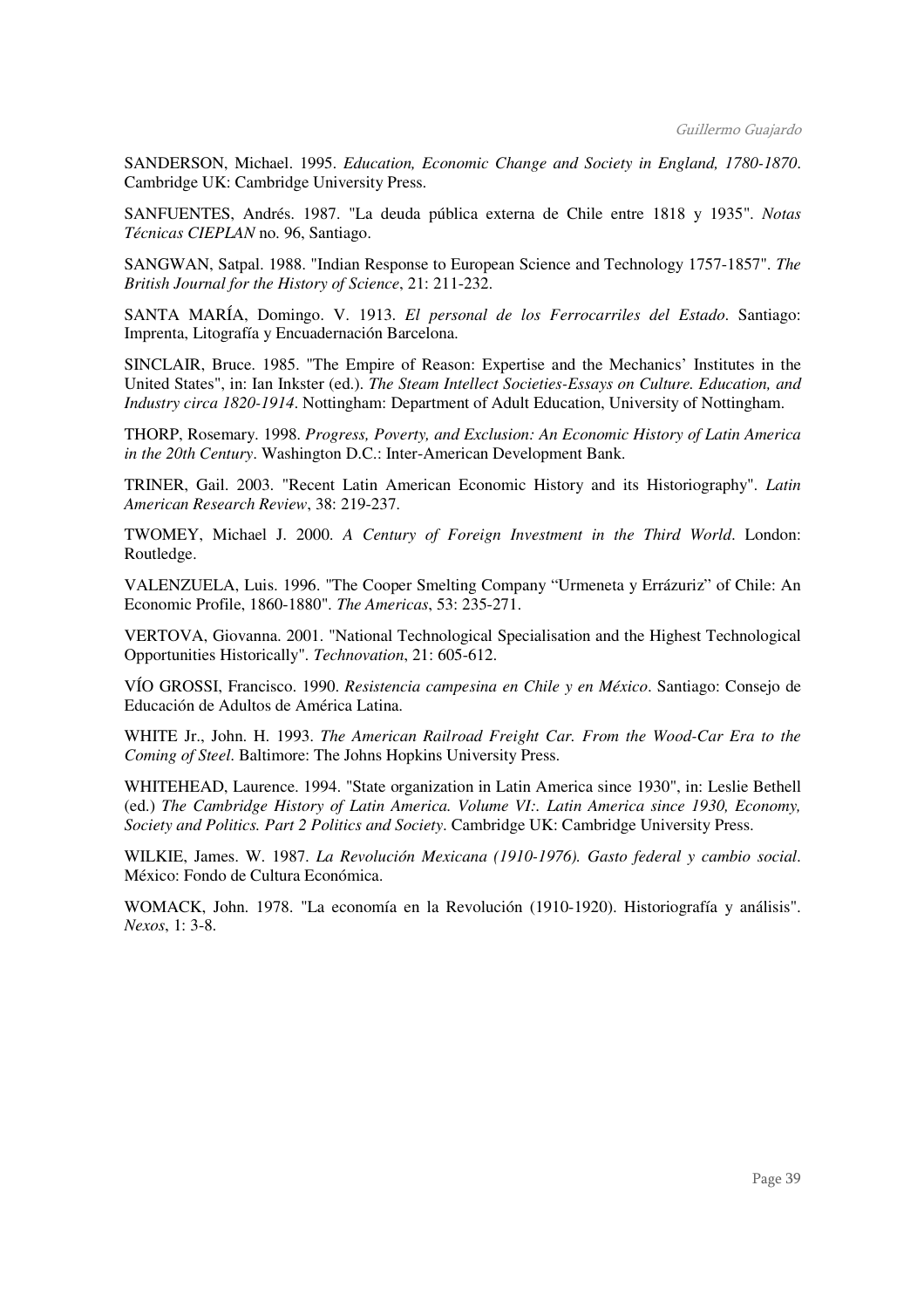SANDERSON, Michael. 1995. *Education, Economic Change and Society in England, 1780-1870*. Cambridge UK: Cambridge University Press.

SANFUENTES, Andrés. 1987. "La deuda pública externa de Chile entre 1818 y 1935". *Notas Técnicas CIEPLAN* no. 96, Santiago.

SANGWAN, Satpal. 1988. "Indian Response to European Science and Technology 1757-1857". *The British Journal for the History of Science*, 21: 211-232.

SANTA MARÍA, Domingo. V. 1913. *El personal de los Ferrocarriles del Estado*. Santiago: Imprenta, Litografía y Encuadernación Barcelona.

SINCLAIR, Bruce. 1985. "The Empire of Reason: Expertise and the Mechanics' Institutes in the United States", in: Ian Inkster (ed.). *The Steam Intellect Societies-Essays on Culture. Education, and Industry circa 1820-1914*. Nottingham: Department of Adult Education, University of Nottingham.

THORP, Rosemary. 1998. *Progress, Poverty, and Exclusion: An Economic History of Latin America in the 20th Century*. Washington D.C.: Inter-American Development Bank.

TRINER, Gail. 2003. "Recent Latin American Economic History and its Historiography". *Latin American Research Review*, 38: 219-237.

TWOMEY, Michael J. 2000. *A Century of Foreign Investment in the Third World*. London: Routledge.

VALENZUELA, Luis. 1996. "The Cooper Smelting Company "Urmeneta y Errázuriz" of Chile: An Economic Profile, 1860-1880". *The Americas*, 53: 235-271.

VERTOVA, Giovanna. 2001. "National Technological Specialisation and the Highest Technological Opportunities Historically". *Technovation*, 21: 605-612.

VÍO GROSSI, Francisco. 1990. *Resistencia campesina en Chile y en México*. Santiago: Consejo de Educación de Adultos de América Latina.

WHITE Jr., John. H. 1993. *The American Railroad Freight Car. From the Wood-Car Era to the Coming of Steel*. Baltimore: The Johns Hopkins University Press.

WHITEHEAD, Laurence. 1994. "State organization in Latin America since 1930", in: Leslie Bethell (ed.) *The Cambridge History of Latin America. Volume VI:. Latin America since 1930, Economy, Society and Politics. Part 2 Politics and Society*. Cambridge UK: Cambridge University Press.

WILKIE, James. W. 1987. *La Revolución Mexicana (1910-1976). Gasto federal y cambio social*. México: Fondo de Cultura Económica.

WOMACK, John. 1978. "La economía en la Revolución (1910-1920). Historiografía y análisis". *Nexos*, 1: 3-8.